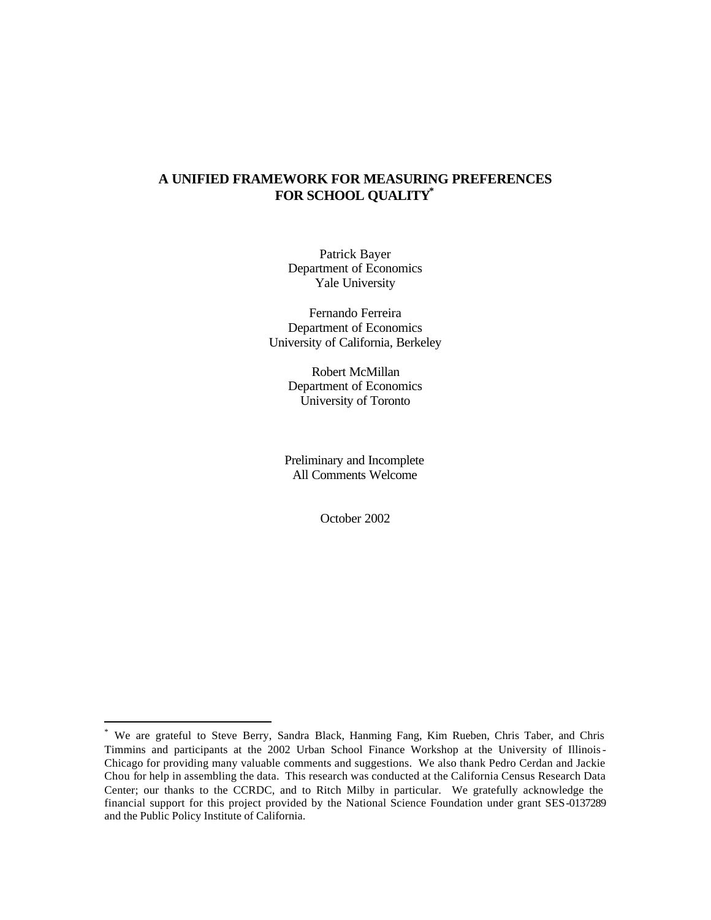# A UNIFIED FRAMEWORK FOR MEASURING PREFERENCES FOR SCHOOL QUALITY[*]

Patrick Bayer
Department of Economics
Yale University

Fernando Ferreira
Department of Economics
University of California, Berkeley

Robert McMillan
Department of Economics
University of Toronto

Preliminary and Incomplete
All Comments Welcome

October 2002

---

[*] We are grateful to Steve Berry, Sandra Black, Hanming Fang, Kim Rueben, Chris Taber, and Chris Timmins and participants at the 2002 Urban School Finance Workshop at the University of Illinois-Chicago for providing many valuable comments and suggestions. We also thank Pedro Cerdan and Jackie Chou for help in assembling the data. This research was conducted at the California Census Research Data Center; our thanks to the CCRDC, and to Ritch Milby in particular. We gratefully acknowledge the financial support for this project provided by the National Science Foundation under grant SES-0137289 and the Public Policy Institute of California.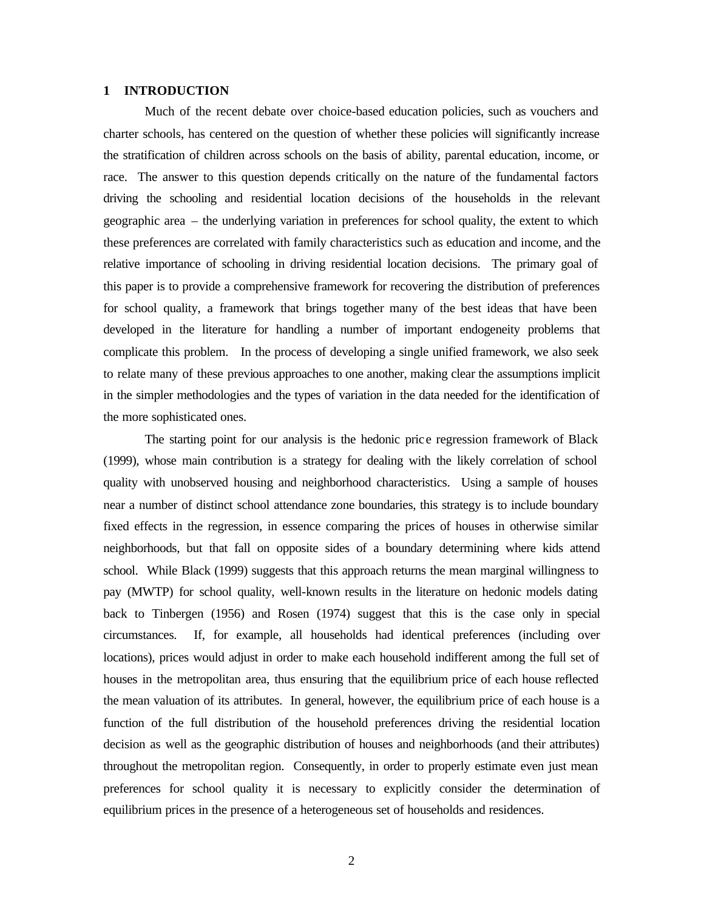# 1 INTRODUCTION

Much of the recent debate over choice-based education policies, such as vouchers and charter schools, has centered on the question of whether these policies will significantly increase the stratification of children across schools on the basis of ability, parental education, income, or race. The answer to this question depends critically on the nature of the fundamental factors driving the schooling and residential location decisions of the households in the relevant geographic area – the underlying variation in preferences for school quality, the extent to which these preferences are correlated with family characteristics such as education and income, and the relative importance of schooling in driving residential location decisions. The primary goal of this paper is to provide a comprehensive framework for recovering the distribution of preferences for school quality, a framework that brings together many of the best ideas that have been developed in the literature for handling a number of important endogeneity problems that complicate this problem. In the process of developing a single unified framework, we also seek to relate many of these previous approaches to one another, making clear the assumptions implicit in the simpler methodologies and the types of variation in the data needed for the identification of the more sophisticated ones.

The starting point for our analysis is the hedonic price regression framework of Black (1999), whose main contribution is a strategy for dealing with the likely correlation of school quality with unobserved housing and neighborhood characteristics. Using a sample of houses near a number of distinct school attendance zone boundaries, this strategy is to include boundary fixed effects in the regression, in essence comparing the prices of houses in otherwise similar neighborhoods, but that fall on opposite sides of a boundary determining where kids attend school. While Black (1999) suggests that this approach returns the mean marginal willingness to pay (MWTP) for school quality, well-known results in the literature on hedonic models dating back to Tinbergen (1956) and Rosen (1974) suggest that this is the case only in special circumstances. If, for example, all households had identical preferences (including over locations), prices would adjust in order to make each household indifferent among the full set of houses in the metropolitan area, thus ensuring that the equilibrium price of each house reflected the mean valuation of its attributes. In general, however, the equilibrium price of each house is a function of the full distribution of the household preferences driving the residential location decision as well as the geographic distribution of houses and neighborhoods (and their attributes) throughout the metropolitan region. Consequently, in order to properly estimate even just mean preferences for school quality it is necessary to explicitly consider the determination of equilibrium prices in the presence of a heterogeneous set of households and residences.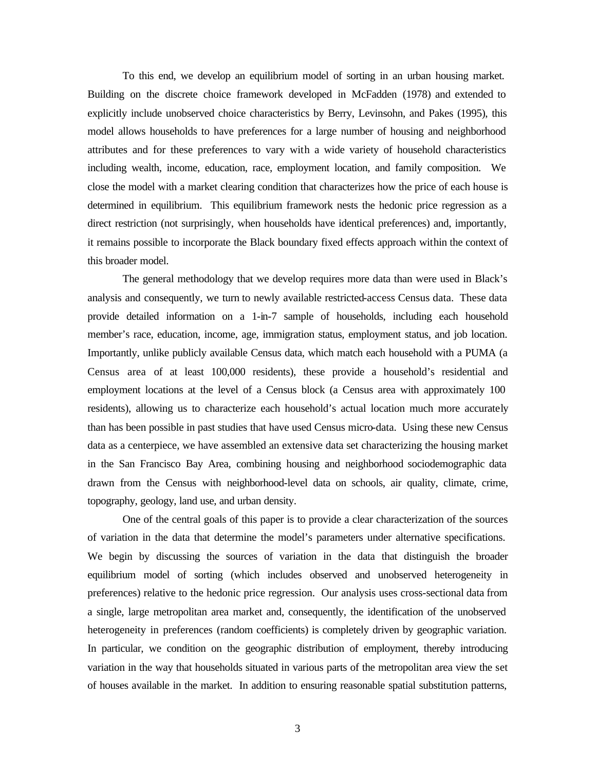To this end, we develop an equilibrium model of sorting in an urban housing market. Building on the discrete choice framework developed in McFadden (1978) and extended to explicitly include unobserved choice characteristics by Berry, Levinsohn, and Pakes (1995), this model allows households to have preferences for a large number of housing and neighborhood attributes and for these preferences to vary with a wide variety of household characteristics including wealth, income, education, race, employment location, and family composition. We close the model with a market clearing condition that characterizes how the price of each house is determined in equilibrium. This equilibrium framework nests the hedonic price regression as a direct restriction (not surprisingly, when households have identical preferences) and, importantly, it remains possible to incorporate the Black boundary fixed effects approach within the context of this broader model.

The general methodology that we develop requires more data than were used in Black's analysis and consequently, we turn to newly available restricted-access Census data. These data provide detailed information on a 1-in-7 sample of households, including each household member's race, education, income, age, immigration status, employment status, and job location. Importantly, unlike publicly available Census data, which match each household with a PUMA (a Census area of at least 100,000 residents), these provide a household's residential and employment locations at the level of a Census block (a Census area with approximately 100 residents), allowing us to characterize each household's actual location much more accurately than has been possible in past studies that have used Census micro-data. Using these new Census data as a centerpiece, we have assembled an extensive data set characterizing the housing market in the San Francisco Bay Area, combining housing and neighborhood sociodemographic data drawn from the Census with neighborhood-level data on schools, air quality, climate, crime, topography, geology, land use, and urban density.

One of the central goals of this paper is to provide a clear characterization of the sources of variation in the data that determine the model's parameters under alternative specifications. We begin by discussing the sources of variation in the data that distinguish the broader equilibrium model of sorting (which includes observed and unobserved heterogeneity in preferences) relative to the hedonic price regression. Our analysis uses cross-sectional data from a single, large metropolitan area market and, consequently, the identification of the unobserved heterogeneity in preferences (random coefficients) is completely driven by geographic variation. In particular, we condition on the geographic distribution of employment, thereby introducing variation in the way that households situated in various parts of the metropolitan area view the set of houses available in the market. In addition to ensuring reasonable spatial substitution patterns,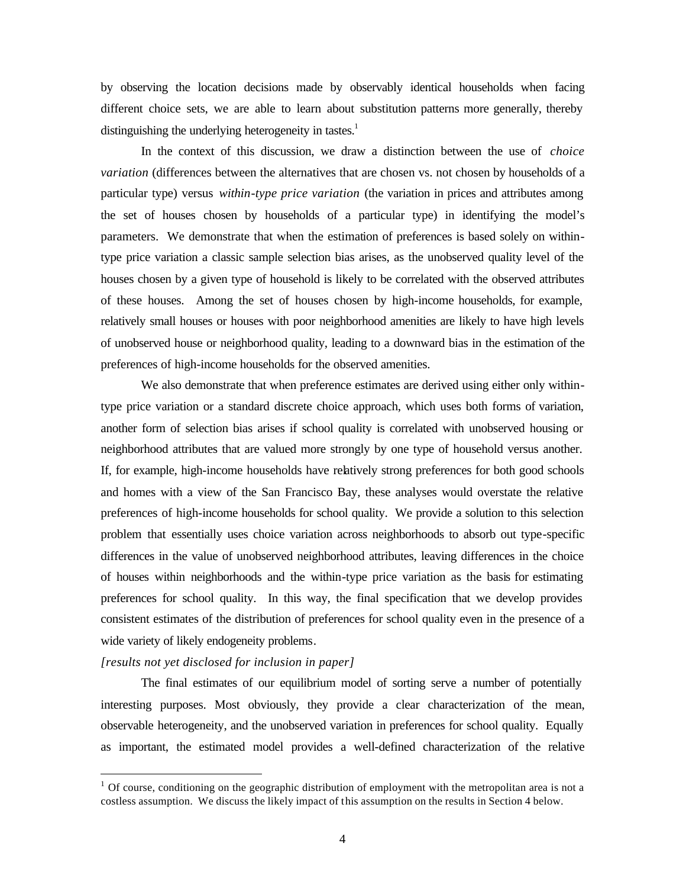by observing the location decisions made by observably identical households when facing different choice sets, we are able to learn about substitution patterns more generally, thereby distinguishing the underlying heterogeneity in tastes.[1]

In the context of this discussion, we draw a distinction between the use of *choice variation* (differences between the alternatives that are chosen vs. not chosen by households of a particular type) versus *within-type price variation* (the variation in prices and attributes among the set of houses chosen by households of a particular type) in identifying the model's parameters. We demonstrate that when the estimation of preferences is based solely on within-type price variation a classic sample selection bias arises, as the unobserved quality level of the houses chosen by a given type of household is likely to be correlated with the observed attributes of these houses. Among the set of houses chosen by high-income households, for example, relatively small houses or houses with poor neighborhood amenities are likely to have high levels of unobserved house or neighborhood quality, leading to a downward bias in the estimation of the preferences of high-income households for the observed amenities.

We also demonstrate that when preference estimates are derived using either only within-type price variation or a standard discrete choice approach, which uses both forms of variation, another form of selection bias arises if school quality is correlated with unobserved housing or neighborhood attributes that are valued more strongly by one type of household versus another. If, for example, high-income households have relatively strong preferences for both good schools and homes with a view of the San Francisco Bay, these analyses would overstate the relative preferences of high-income households for school quality. We provide a solution to this selection problem that essentially uses choice variation across neighborhoods to absorb out type-specific differences in the value of unobserved neighborhood attributes, leaving differences in the choice of houses within neighborhoods and the within-type price variation as the basis for estimating preferences for school quality. In this way, the final specification that we develop provides consistent estimates of the distribution of preferences for school quality even in the presence of a wide variety of likely endogeneity problems.

*[results not yet disclosed for inclusion in paper]*

The final estimates of our equilibrium model of sorting serve a number of potentially interesting purposes. Most obviously, they provide a clear characterization of the mean, observable heterogeneity, and the unobserved variation in preferences for school quality. Equally as important, the estimated model provides a well-defined characterization of the relative

[1] Of course, conditioning on the geographic distribution of employment with the metropolitan area is not a costless assumption. We discuss the likely impact of this assumption on the results in Section 4 below.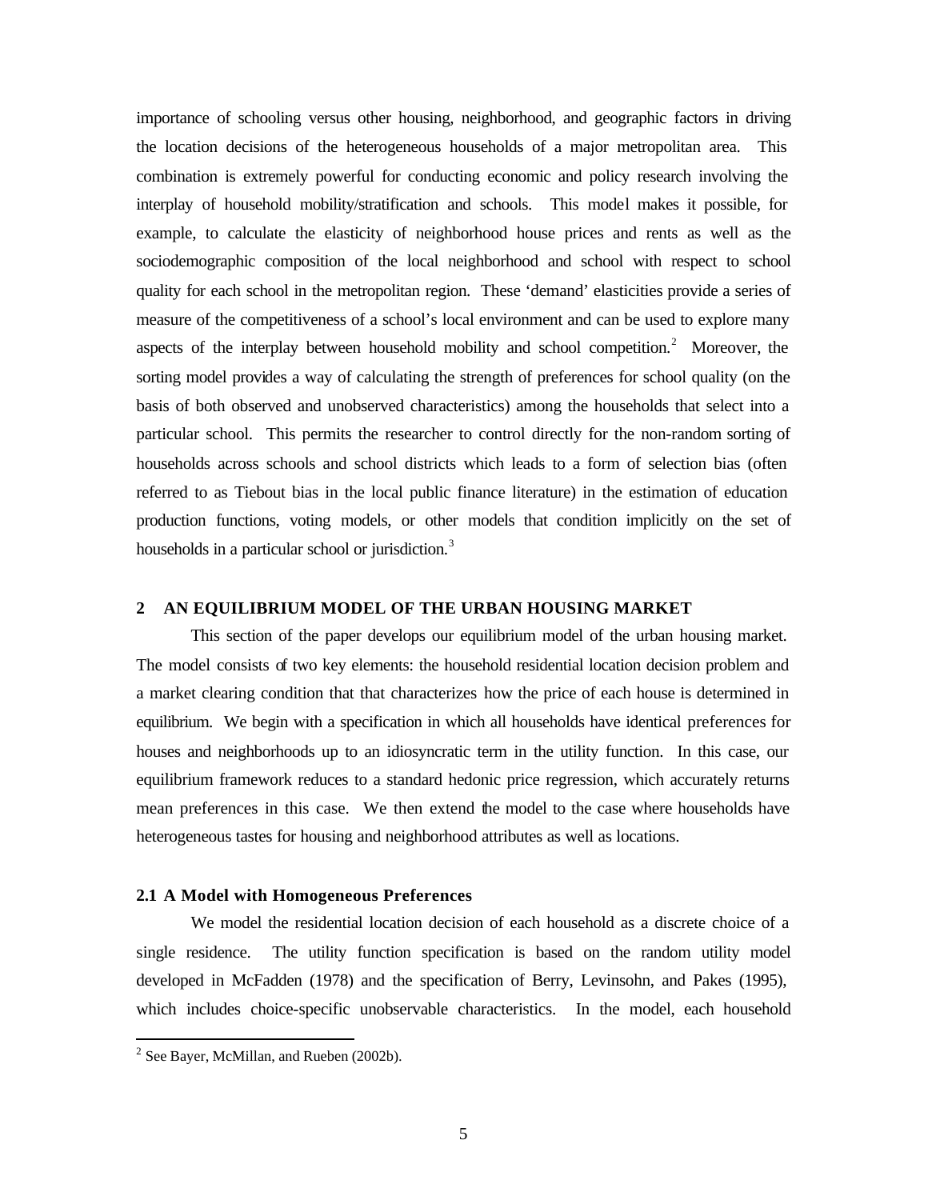importance of schooling versus other housing, neighborhood, and geographic factors in driving the location decisions of the heterogeneous households of a major metropolitan area. This combination is extremely powerful for conducting economic and policy research involving the interplay of household mobility/stratification and schools. This model makes it possible, for example, to calculate the elasticity of neighborhood house prices and rents as well as the sociodemographic composition of the local neighborhood and school with respect to school quality for each school in the metropolitan region. These 'demand' elasticities provide a series of measure of the competitiveness of a school's local environment and can be used to explore many aspects of the interplay between household mobility and school competition.[2] Moreover, the sorting model provides a way of calculating the strength of preferences for school quality (on the basis of both observed and unobserved characteristics) among the households that select into a particular school. This permits the researcher to control directly for the non-random sorting of households across schools and school districts which leads to a form of selection bias (often referred to as Tiebout bias in the local public finance literature) in the estimation of education production functions, voting models, or other models that condition implicitly on the set of households in a particular school or jurisdiction.[3]

## 2 AN EQUILIBRIUM MODEL OF THE URBAN HOUSING MARKET

This section of the paper develops our equilibrium model of the urban housing market. The model consists of two key elements: the household residential location decision problem and a market clearing condition that that characterizes how the price of each house is determined in equilibrium. We begin with a specification in which all households have identical preferences for houses and neighborhoods up to an idiosyncratic term in the utility function. In this case, our equilibrium framework reduces to a standard hedonic price regression, which accurately returns mean preferences in this case. We then extend the model to the case where households have heterogeneous tastes for housing and neighborhood attributes as well as locations.

### 2.1 A Model with Homogeneous Preferences

We model the residential location decision of each household as a discrete choice of a single residence. The utility function specification is based on the random utility model developed in McFadden (1978) and the specification of Berry, Levinsohn, and Pakes (1995), which includes choice-specific unobservable characteristics. In the model, each household

---

[2] See Bayer, McMillan, and Rueben (2002b).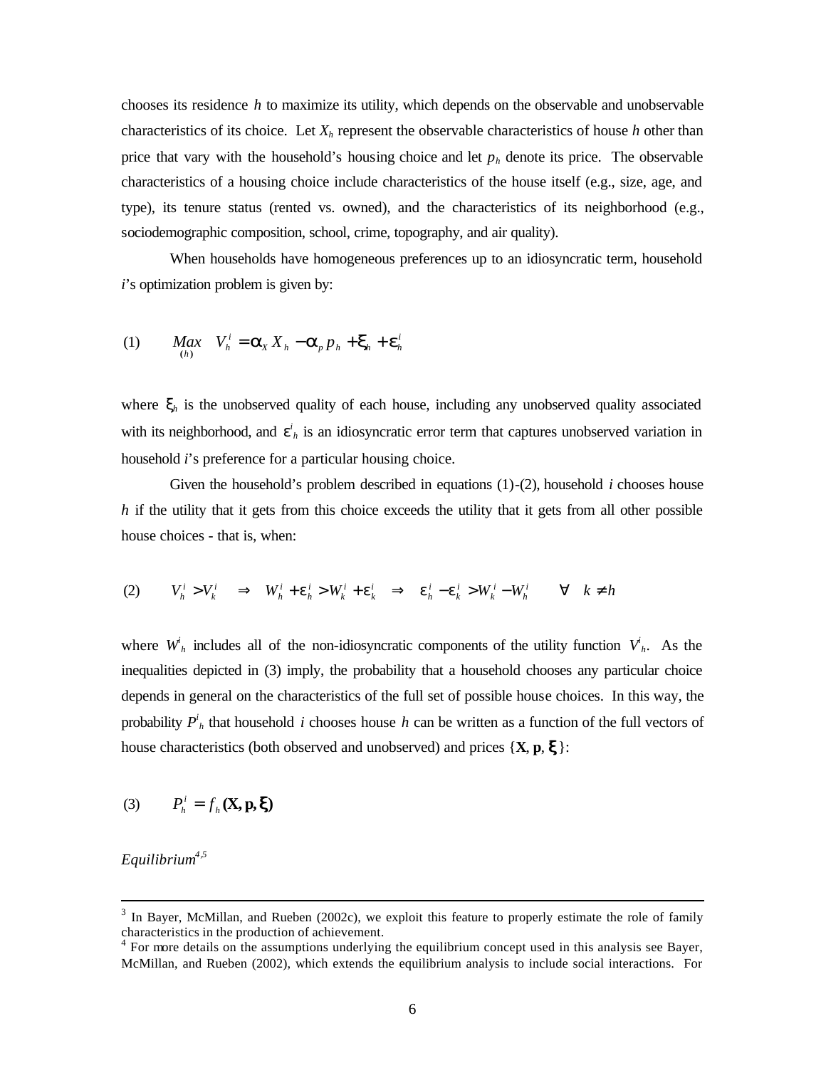chooses its residence $h$ to maximize its utility, which depends on the observable and unobservable characteristics of its choice. Let $X_h$ represent the observable characteristics of house $h$ other than price that vary with the household's housing choice and let $p_h$ denote its price. The observable characteristics of a housing choice include characteristics of the house itself (e.g., size, age, and type), its tenure status (rented vs. owned), and the characteristics of its neighborhood (e.g., sociodemographic composition, school, crime, topography, and air quality).

When households have homogeneous preferences up to an idiosyncratic term, household $i$'s optimization problem is given by:

$$\text{(1)} \qquad \underset{(h)}{Max} \quad V_h^i = \alpha_X X_h - \alpha_p p_h + \xi_h + \varepsilon_h^i$$

where $\xi_h$ is the unobserved quality of each house, including any unobserved quality associated with its neighborhood, and $\varepsilon^i{}_h$ is an idiosyncratic error term that captures unobserved variation in household $i$'s preference for a particular housing choice.

Given the household's problem described in equations (1)-(2), household $i$ chooses house $h$ if the utility that it gets from this choice exceeds the utility that it gets from all other possible house choices - that is, when:

$$\text{(2)} \qquad V_h^i > V_k^i \quad \Rightarrow \quad W_h^i + \varepsilon_h^i > W_k^i + \varepsilon_k^i \quad \Rightarrow \quad \varepsilon_h^i - \varepsilon_k^i > W_k^i - W_h^i \qquad \forall \quad k \neq h$$

where $W^i{}_h$ includes all of the non-idiosyncratic components of the utility function $V^i{}_h$. As the inequalities depicted in (3) imply, the probability that a household chooses any particular choice depends in general on the characteristics of the full set of possible house choices. In this way, the probability $P^i{}_h$ that household $i$ chooses house $h$ can be written as a function of the full vectors of house characteristics (both observed and unobserved) and prices $\{\mathbf{X}, \mathbf{p}, \boldsymbol{\xi}\}$:

$$\text{(3)} \qquad P_h^i = f_h(\mathbf{X}, \mathbf{p}, \boldsymbol{\xi})$$

*Equilibrium*[4,5]

---

[3] In Bayer, McMillan, and Rueben (2002c), we exploit this feature to properly estimate the role of family characteristics in the production of achievement.

[4] For more details on the assumptions underlying the equilibrium concept used in this analysis see Bayer, McMillan, and Rueben (2002), which extends the equilibrium analysis to include social interactions. For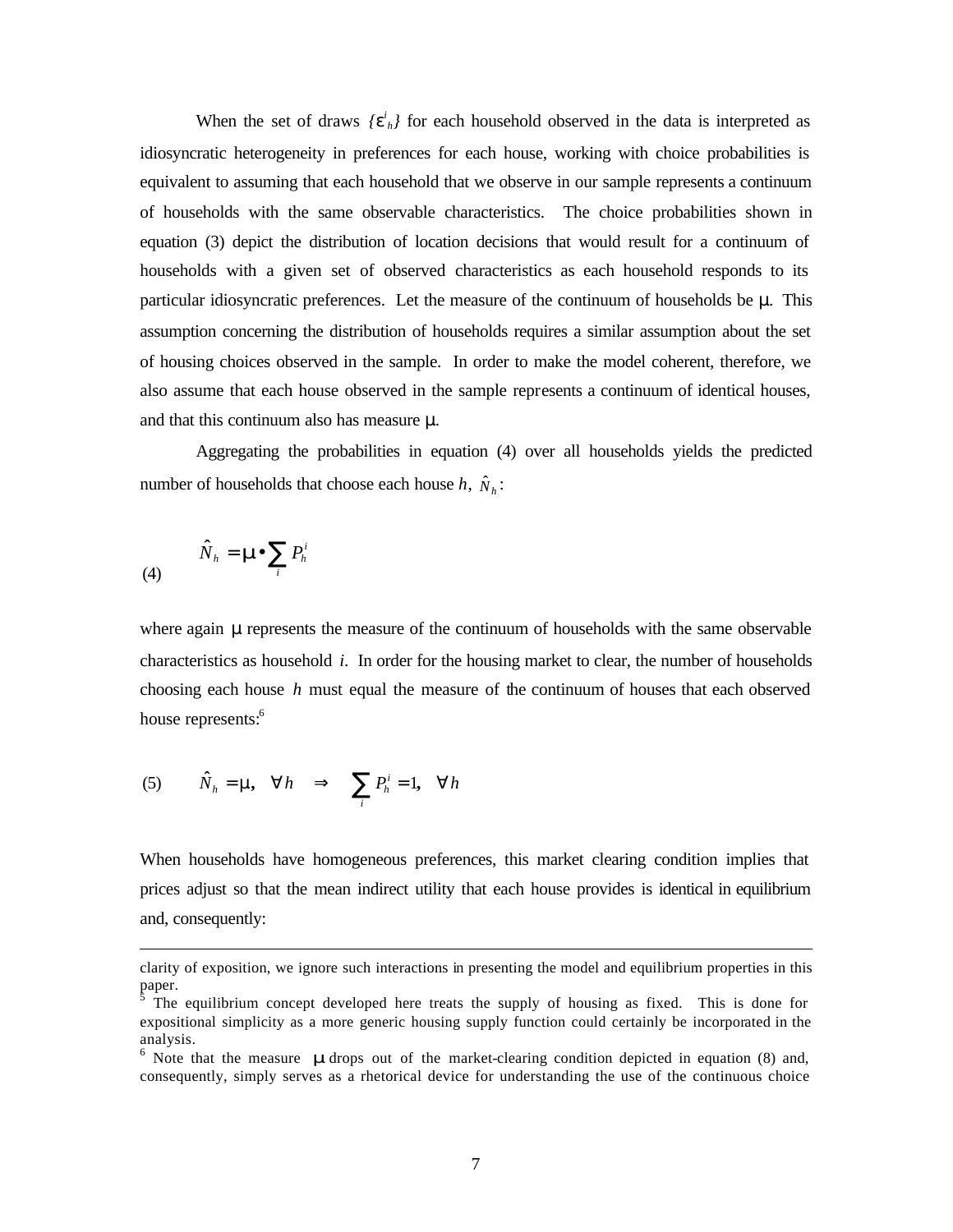When the set of draws $\{\varepsilon^i_h\}$ for each household observed in the data is interpreted as idiosyncratic heterogeneity in preferences for each house, working with choice probabilities is equivalent to assuming that each household that we observe in our sample represents a continuum of households with the same observable characteristics. The choice probabilities shown in equation (3) depict the distribution of location decisions that would result for a continuum of households with a given set of observed characteristics as each household responds to its particular idiosyncratic preferences. Let the measure of the continuum of households be $\mu$. This assumption concerning the distribution of households requires a similar assumption about the set of housing choices observed in the sample. In order to make the model coherent, therefore, we also assume that each house observed in the sample represents a continuum of identical houses, and that this continuum also has measure $\mu$.

Aggregating the probabilities in equation (4) over all households yields the predicted number of households that choose each house $h$, $\hat{N}_h$:

$$\hat{N}_h = \mu \bullet \sum_i P^i_h \tag{4}$$

where again $\mu$ represents the measure of the continuum of households with the same observable characteristics as household $i$. In order for the housing market to clear, the number of households choosing each house $h$ must equal the measure of the continuum of houses that each observed house represents:[6]

$$\hat{N}_h = \mu, \quad \forall h \quad \Rightarrow \quad \sum_i P^i_h = 1, \quad \forall h \tag{5}$$

When households have homogeneous preferences, this market clearing condition implies that prices adjust so that the mean indirect utility that each house provides is identical in equilibrium and, consequently:

---

clarity of exposition, we ignore such interactions in presenting the model and equilibrium properties in this paper.

[5] The equilibrium concept developed here treats the supply of housing as fixed. This is done for expositional simplicity as a more generic housing supply function could certainly be incorporated in the analysis.

[6] Note that the measure $\mu$ drops out of the market-clearing condition depicted in equation (8) and, consequently, simply serves as a rhetorical device for understanding the use of the continuous choice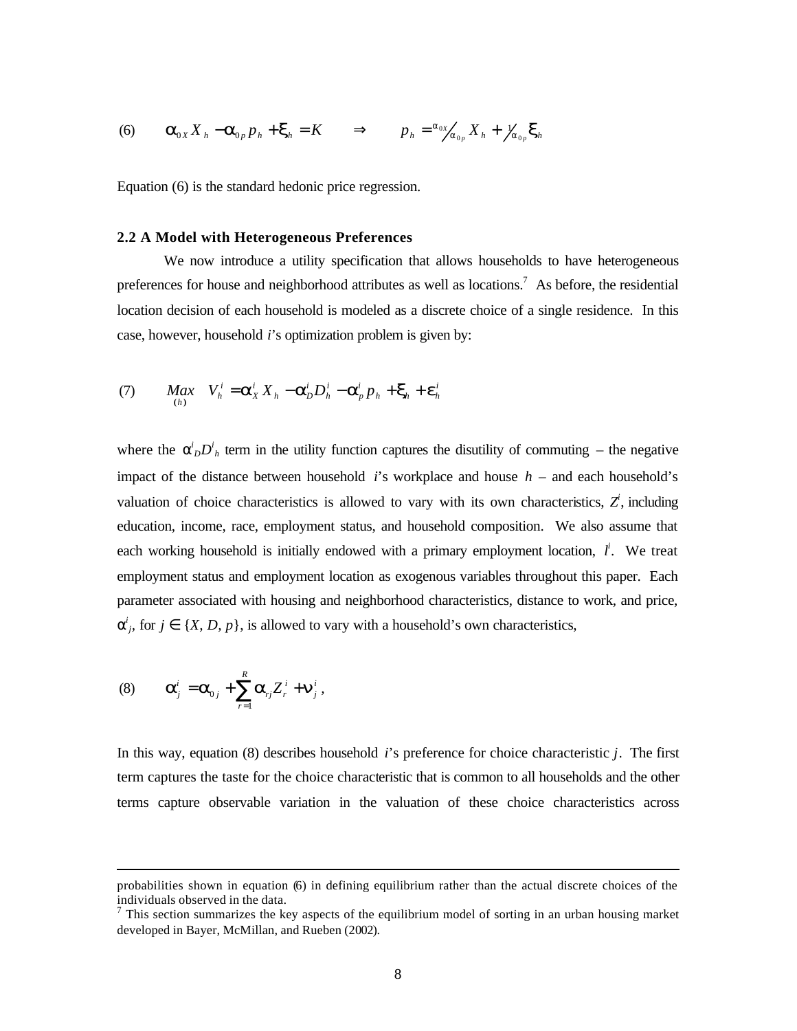$$(6) \qquad \alpha_{0X} X_h - \alpha_{0p} p_h + \xi_h = K \qquad \Rightarrow \qquad p_h = \frac{\alpha_{0X}}{\alpha_{0p}} X_h + \frac{1}{\alpha_{0p}} \xi_h$$

Equation (6) is the standard hedonic price regression.

### 2.2 A Model with Heterogeneous Preferences

We now introduce a utility specification that allows households to have heterogeneous preferences for house and neighborhood attributes as well as locations.[7] As before, the residential location decision of each household is modeled as a discrete choice of a single residence. In this case, however, household $i$'s optimization problem is given by:

$$(7) \qquad \underset{(h)}{Max} \quad V_h^i = \alpha_X^i X_h - \alpha_D^i D_h^i - \alpha_p^i p_h + \xi_h + \varepsilon_h^i$$

where the $\alpha_D^i D_h^i$ term in the utility function captures the disutility of commuting – the negative impact of the distance between household $i$'s workplace and house $h$ – and each household's valuation of choice characteristics is allowed to vary with its own characteristics, $Z^i$, including education, income, race, employment status, and household composition. We also assume that each working household is initially endowed with a primary employment location, $l^i$. We treat employment status and employment location as exogenous variables throughout this paper. Each parameter associated with housing and neighborhood characteristics, distance to work, and price, $\alpha_j^i$, for $j \in \{X, D, p\}$, is allowed to vary with a household's own characteristics,

$$(8) \qquad \alpha_j^i = \alpha_{0j} + \sum_{r=1}^{R} \alpha_{rj} Z_r^i + \nu_j^i \,,$$

In this way, equation (8) describes household $i$'s preference for choice characteristic $j$. The first term captures the taste for the choice characteristic that is common to all households and the other terms capture observable variation in the valuation of these choice characteristics across

---

probabilities shown in equation (6) in defining equilibrium rather than the actual discrete choices of the individuals observed in the data.

[7] This section summarizes the key aspects of the equilibrium model of sorting in an urban housing market developed in Bayer, McMillan, and Rueben (2002).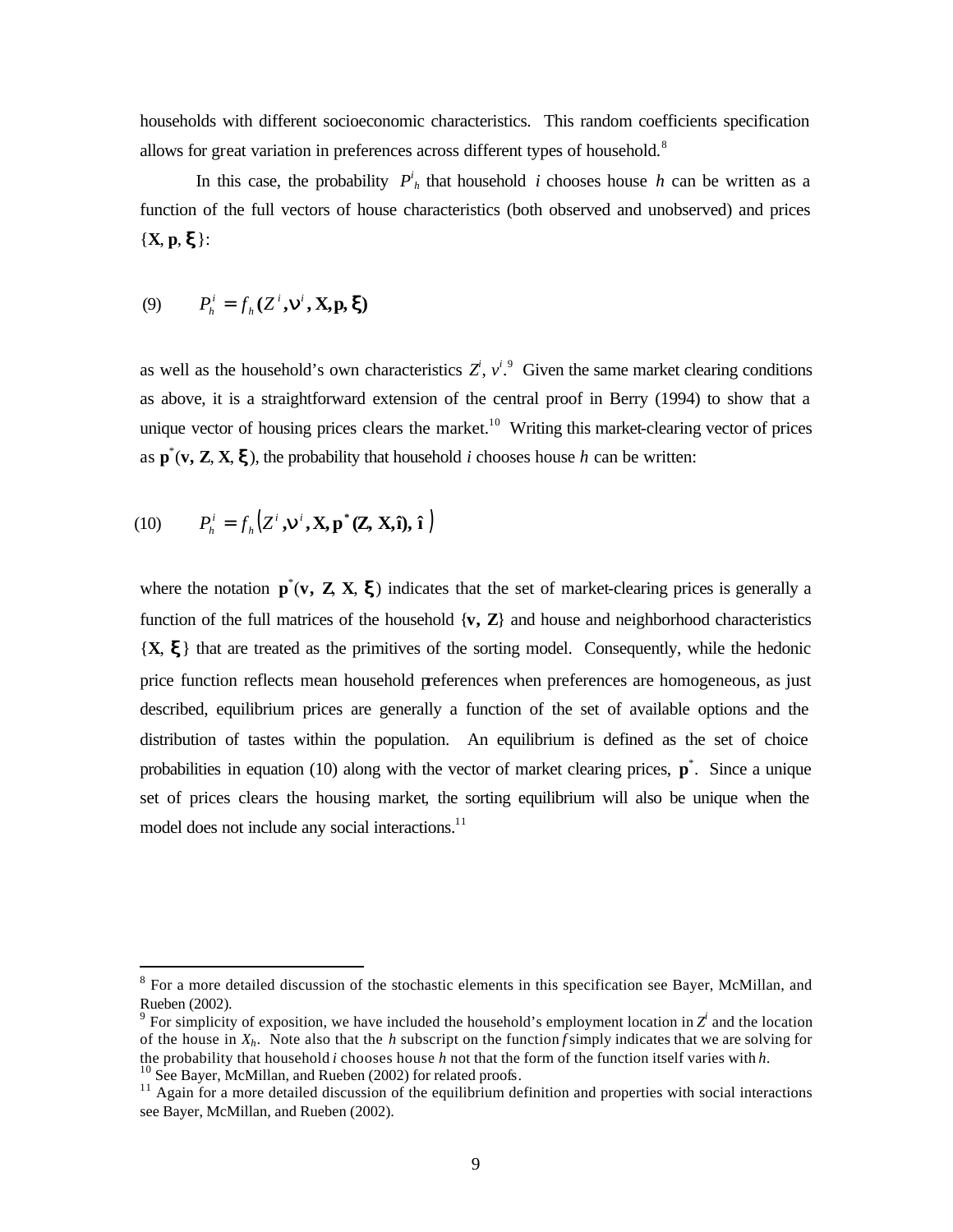households with different socioeconomic characteristics. This random coefficients specification allows for great variation in preferences across different types of household.[8]

In this case, the probability $P^i_h$ that household $i$ chooses house $h$ can be written as a function of the full vectors of house characteristics (both observed and unobserved) and prices $\{\mathbf{X}, \mathbf{p}, \boldsymbol{\xi}\}$:

$$\text{(9)} \qquad P^i_h = f_h(Z^i, \nu^i, \mathbf{X}, \mathbf{p}, \boldsymbol{\xi})$$

as well as the household's own characteristics $Z^i$, $v^i$.[9] Given the same market clearing conditions as above, it is a straightforward extension of the central proof in Berry (1994) to show that a unique vector of housing prices clears the market.[10] Writing this market-clearing vector of prices as $\mathbf{p}^*(\mathbf{v}, \mathbf{Z}, \mathbf{X}, \boldsymbol{\xi})$, the probability that household $i$ chooses house $h$ can be written:

$$\text{(10)} \qquad P^i_h = f_h\left(Z^i, \nu^i, \mathbf{X}, \mathbf{p}^*(\mathbf{Z}, \mathbf{X}, \hat{\mathbf{\imath}}), \hat{\mathbf{\imath}}\right)$$

where the notation $\mathbf{p}^*(\mathbf{v}, \mathbf{Z}, \mathbf{X}, \boldsymbol{\xi})$ indicates that the set of market-clearing prices is generally a function of the full matrices of the household $\{\mathbf{v}, \mathbf{Z}\}$ and house and neighborhood characteristics $\{\mathbf{X}, \boldsymbol{\xi}\}$ that are treated as the primitives of the sorting model. Consequently, while the hedonic price function reflects mean household preferences when preferences are homogeneous, as just described, equilibrium prices are generally a function of the set of available options and the distribution of tastes within the population. An equilibrium is defined as the set of choice probabilities in equation (10) along with the vector of market clearing prices, $\mathbf{p}^*$. Since a unique set of prices clears the housing market, the sorting equilibrium will also be unique when the model does not include any social interactions.[11]

---

[8] For a more detailed discussion of the stochastic elements in this specification see Bayer, McMillan, and Rueben (2002).

[9] For simplicity of exposition, we have included the household's employment location in $Z^i$ and the location of the house in $X_h$. Note also that the $h$ subscript on the function $f$ simply indicates that we are solving for the probability that household $i$ chooses house $h$ not that the form of the function itself varies with $h$.

[10] See Bayer, McMillan, and Rueben (2002) for related proofs.

[11] Again for a more detailed discussion of the equilibrium definition and properties with social interactions see Bayer, McMillan, and Rueben (2002).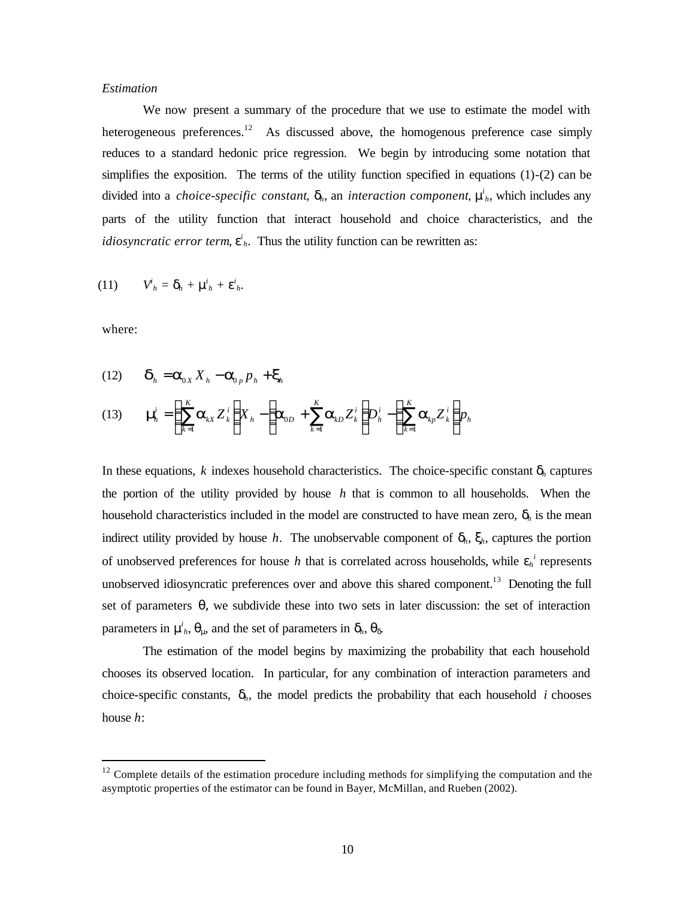*Estimation*

We now present a summary of the procedure that we use to estimate the model with heterogeneous preferences.[12] As discussed above, the homogenous preference case simply reduces to a standard hedonic price regression. We begin by introducing some notation that simplifies the exposition. The terms of the utility function specified in equations (1)-(2) can be divided into a *choice-specific constant*, $\delta_h$, an *interaction component*, $\mu^i_h$, which includes any parts of the utility function that interact household and choice characteristics, and the *idiosyncratic error term*, $\varepsilon^i_h$. Thus the utility function can be rewritten as:

$$V^i_h = \delta_h + \mu^i_h + \varepsilon^i_h. \tag{11}$$

where:

$$\delta_h = \alpha_{0X} X_h - \alpha_{0p} p_h + \xi_h \tag{12}$$

$$\mu^i_h = \left(\sum_{k=1}^{K} \alpha_{kX} Z^i_k\right) X_h - \left(\alpha_{0D} + \sum_{k=1}^{K} \alpha_{kD} Z^i_k\right) D^i_h - \left(\sum_{k=1}^{K} \alpha_{kp} Z^i_k\right) p_h \tag{13}$$

In these equations, $k$ indexes household characteristics. The choice-specific constant $\delta_h$ captures the portion of the utility provided by house $h$ that is common to all households. When the household characteristics included in the model are constructed to have mean zero, $\delta_h$ is the mean indirect utility provided by house $h$. The unobservable component of $\delta_h$, $\xi_h$, captures the portion of unobserved preferences for house $h$ that is correlated across households, while $\varepsilon_h^i$ represents unobserved idiosyncratic preferences over and above this shared component.[13] Denoting the full set of parameters $\theta$, we subdivide these into two sets in later discussion: the set of interaction parameters in $\mu^i_h$, $\theta_\mu$, and the set of parameters in $\delta_h$, $\theta_\delta$.

The estimation of the model begins by maximizing the probability that each household chooses its observed location. In particular, for any combination of interaction parameters and choice-specific constants, $\delta_h$, the model predicts the probability that each household $i$ chooses house $h$:

[12] Complete details of the estimation procedure including methods for simplifying the computation and the asymptotic properties of the estimator can be found in Bayer, McMillan, and Rueben (2002).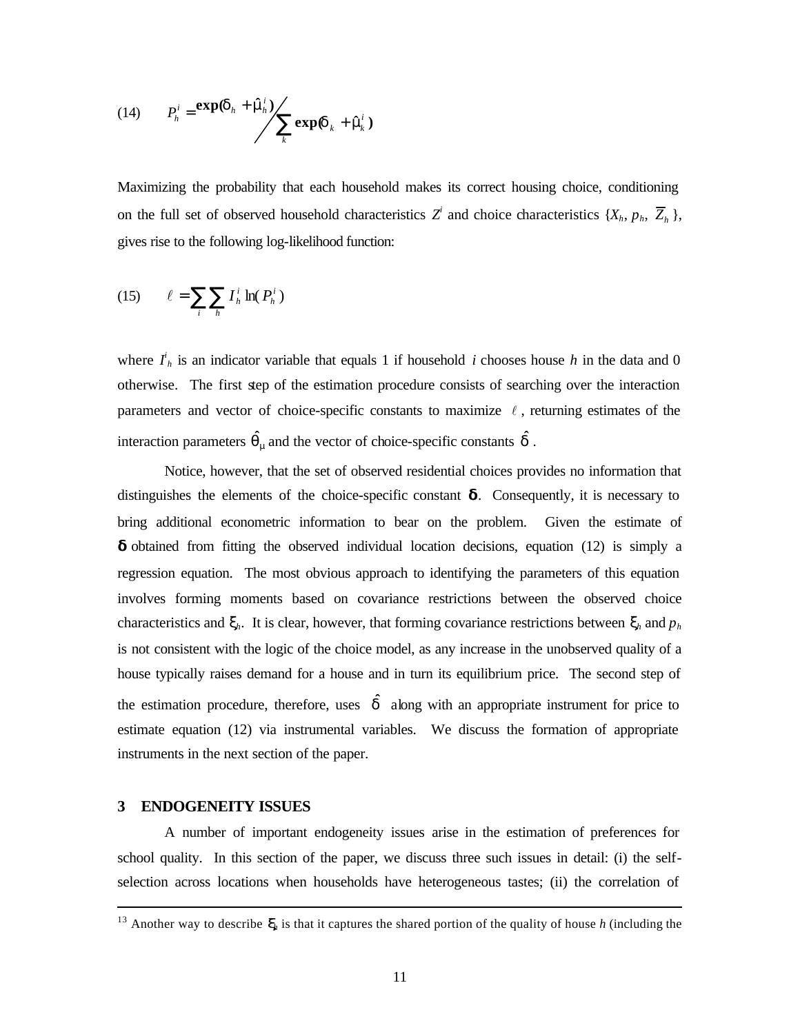$$(14) \qquad P_h^i = \frac{\exp(\delta_h + \hat{\mu}_h^i)}{\sum_k \exp(\delta_k + \hat{\mu}_k^i)}$$

Maximizing the probability that each household makes its correct housing choice, conditioning on the full set of observed household characteristics $Z^i$ and choice characteristics $\{X_h, p_h, \overline{Z}_h\}$, gives rise to the following log-likelihood function:

$$(15) \qquad \ell = \sum_i \sum_h I_h^i \ln(P_h^i)$$

where $I^i_h$ is an indicator variable that equals 1 if household $i$ chooses house $h$ in the data and 0 otherwise. The first step of the estimation procedure consists of searching over the interaction parameters and vector of choice-specific constants to maximize $\ell$, returning estimates of the interaction parameters $\hat{\theta}_\mu$ and the vector of choice-specific constants $\hat{\delta}$.

Notice, however, that the set of observed residential choices provides no information that distinguishes the elements of the choice-specific constant $\boldsymbol{\delta}$. Consequently, it is necessary to bring additional econometric information to bear on the problem. Given the estimate of $\boldsymbol{\delta}$ obtained from fitting the observed individual location decisions, equation (12) is simply a regression equation. The most obvious approach to identifying the parameters of this equation involves forming moments based on covariance restrictions between the observed choice characteristics and $\xi_h$. It is clear, however, that forming covariance restrictions between $\xi_h$ and $p_h$ is not consistent with the logic of the choice model, as any increase in the unobserved quality of a house typically raises demand for a house and in turn its equilibrium price. The second step of the estimation procedure, therefore, uses $\hat{\delta}$ along with an appropriate instrument for price to estimate equation (12) via instrumental variables. We discuss the formation of appropriate instruments in the next section of the paper.

## 3 ENDOGENEITY ISSUES

A number of important endogeneity issues arise in the estimation of preferences for school quality. In this section of the paper, we discuss three such issues in detail: (i) the self-selection across locations when households have heterogeneous tastes; (ii) the correlation of

---

[13] Another way to describe $\xi_h$ is that it captures the shared portion of the quality of house $h$ (including the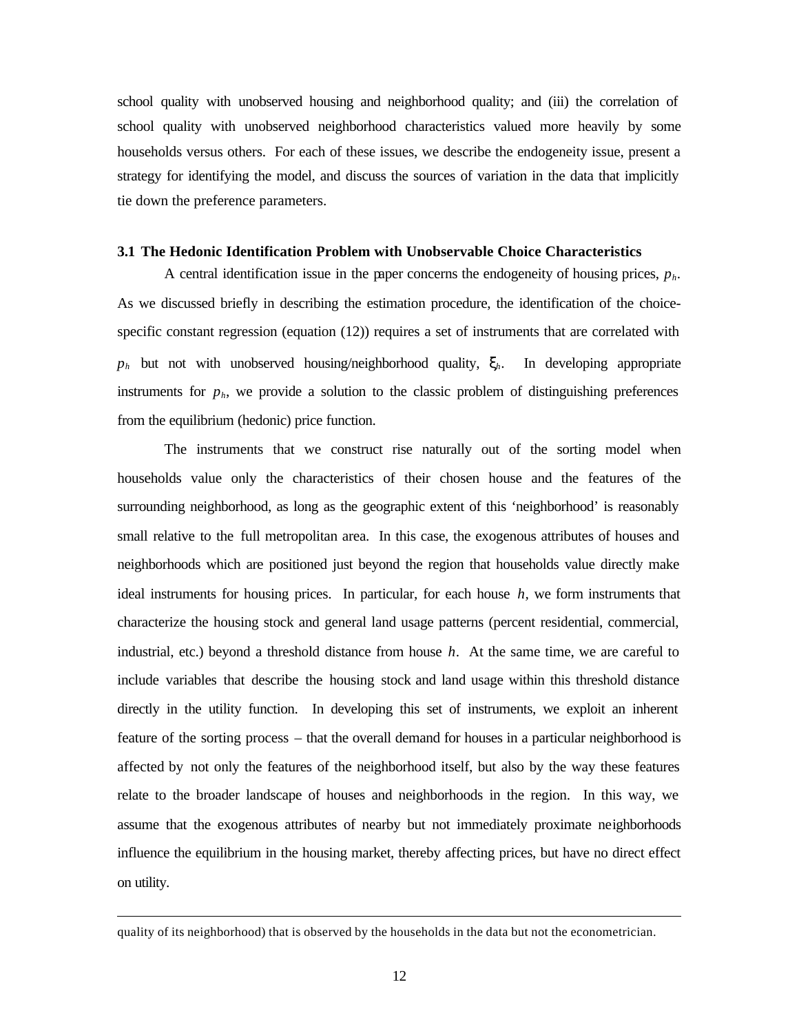school quality with unobserved housing and neighborhood quality; and (iii) the correlation of school quality with unobserved neighborhood characteristics valued more heavily by some households versus others. For each of these issues, we describe the endogeneity issue, present a strategy for identifying the model, and discuss the sources of variation in the data that implicitly tie down the preference parameters.

### 3.1 The Hedonic Identification Problem with Unobservable Choice Characteristics

A central identification issue in the paper concerns the endogeneity of housing prices, $p_h$. As we discussed briefly in describing the estimation procedure, the identification of the choice-specific constant regression (equation (12)) requires a set of instruments that are correlated with $p_h$ but not with unobserved housing/neighborhood quality, $\xi_h$. In developing appropriate instruments for $p_h$, we provide a solution to the classic problem of distinguishing preferences from the equilibrium (hedonic) price function.

The instruments that we construct rise naturally out of the sorting model when households value only the characteristics of their chosen house and the features of the surrounding neighborhood, as long as the geographic extent of this 'neighborhood' is reasonably small relative to the full metropolitan area. In this case, the exogenous attributes of houses and neighborhoods which are positioned just beyond the region that households value directly make ideal instruments for housing prices. In particular, for each house $h$, we form instruments that characterize the housing stock and general land usage patterns (percent residential, commercial, industrial, etc.) beyond a threshold distance from house $h$. At the same time, we are careful to include variables that describe the housing stock and land usage within this threshold distance directly in the utility function. In developing this set of instruments, we exploit an inherent feature of the sorting process – that the overall demand for houses in a particular neighborhood is affected by not only the features of the neighborhood itself, but also by the way these features relate to the broader landscape of houses and neighborhoods in the region. In this way, we assume that the exogenous attributes of nearby but not immediately proximate neighborhoods influence the equilibrium in the housing market, thereby affecting prices, but have no direct effect on utility.

---

quality of its neighborhood) that is observed by the households in the data but not the econometrician.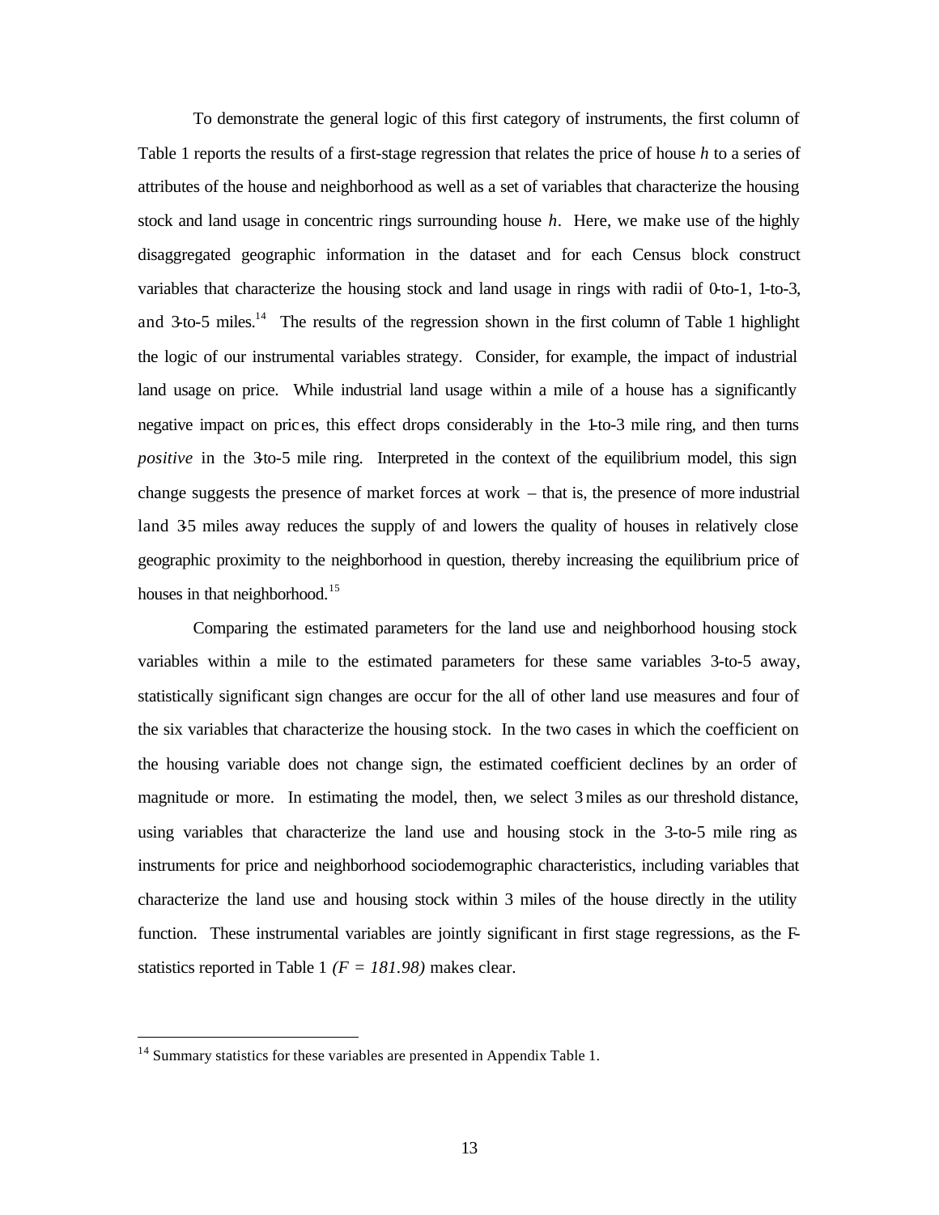To demonstrate the general logic of this first category of instruments, the first column of Table 1 reports the results of a first-stage regression that relates the price of house *h* to a series of attributes of the house and neighborhood as well as a set of variables that characterize the housing stock and land usage in concentric rings surrounding house *h*. Here, we make use of the highly disaggregated geographic information in the dataset and for each Census block construct variables that characterize the housing stock and land usage in rings with radii of 0-to-1, 1-to-3, and 3-to-5 miles.[14] The results of the regression shown in the first column of Table 1 highlight the logic of our instrumental variables strategy. Consider, for example, the impact of industrial land usage on price. While industrial land usage within a mile of a house has a significantly negative impact on prices, this effect drops considerably in the 1-to-3 mile ring, and then turns *positive* in the 3-to-5 mile ring. Interpreted in the context of the equilibrium model, this sign change suggests the presence of market forces at work – that is, the presence of more industrial land 3-5 miles away reduces the supply of and lowers the quality of houses in relatively close geographic proximity to the neighborhood in question, thereby increasing the equilibrium price of houses in that neighborhood.[15]

Comparing the estimated parameters for the land use and neighborhood housing stock variables within a mile to the estimated parameters for these same variables 3-to-5 away, statistically significant sign changes are occur for the all of other land use measures and four of the six variables that characterize the housing stock. In the two cases in which the coefficient on the housing variable does not change sign, the estimated coefficient declines by an order of magnitude or more. In estimating the model, then, we select 3 miles as our threshold distance, using variables that characterize the land use and housing stock in the 3-to-5 mile ring as instruments for price and neighborhood sociodemographic characteristics, including variables that characterize the land use and housing stock within 3 miles of the house directly in the utility function. These instrumental variables are jointly significant in first stage regressions, as the F-statistics reported in Table 1 *(F = 181.98)* makes clear.

---

[14] Summary statistics for these variables are presented in Appendix Table 1.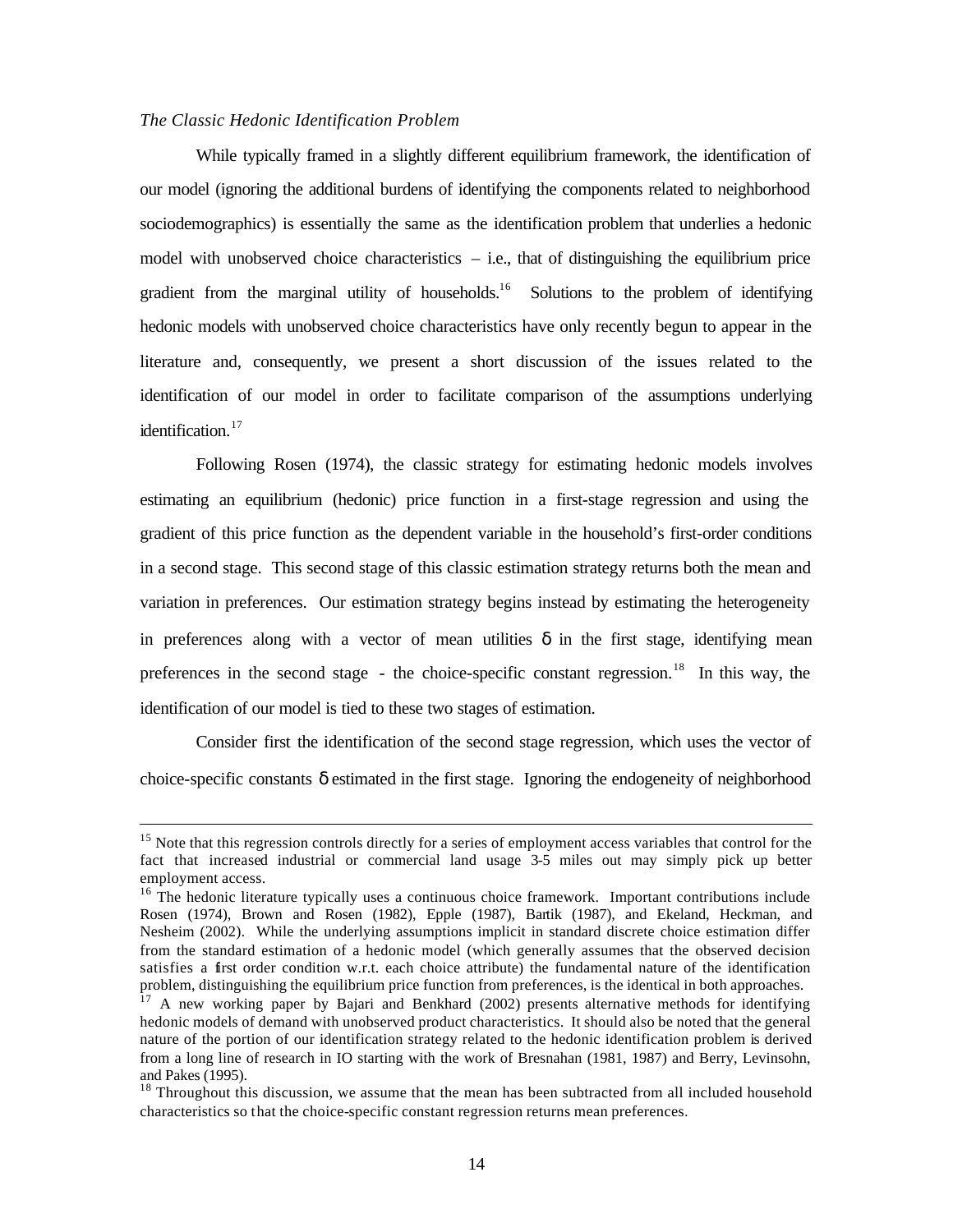*The Classic Hedonic Identification Problem*

While typically framed in a slightly different equilibrium framework, the identification of our model (ignoring the additional burdens of identifying the components related to neighborhood sociodemographics) is essentially the same as the identification problem that underlies a hedonic model with unobserved choice characteristics – i.e., that of distinguishing the equilibrium price gradient from the marginal utility of households.[16] Solutions to the problem of identifying hedonic models with unobserved choice characteristics have only recently begun to appear in the literature and, consequently, we present a short discussion of the issues related to the identification of our model in order to facilitate comparison of the assumptions underlying identification.[17]

Following Rosen (1974), the classic strategy for estimating hedonic models involves estimating an equilibrium (hedonic) price function in a first-stage regression and using the gradient of this price function as the dependent variable in the household's first-order conditions in a second stage. This second stage of this classic estimation strategy returns both the mean and variation in preferences. Our estimation strategy begins instead by estimating the heterogeneity in preferences along with a vector of mean utilities $\delta$ in the first stage, identifying mean preferences in the second stage - the choice-specific constant regression.[18] In this way, the identification of our model is tied to these two stages of estimation.

Consider first the identification of the second stage regression, which uses the vector of choice-specific constants $\delta$ estimated in the first stage. Ignoring the endogeneity of neighborhood

---

[15] Note that this regression controls directly for a series of employment access variables that control for the fact that increased industrial or commercial land usage 3-5 miles out may simply pick up better employment access.

[16] The hedonic literature typically uses a continuous choice framework. Important contributions include Rosen (1974), Brown and Rosen (1982), Epple (1987), Bartik (1987), and Ekeland, Heckman, and Nesheim (2002). While the underlying assumptions implicit in standard discrete choice estimation differ from the standard estimation of a hedonic model (which generally assumes that the observed decision satisfies a first order condition w.r.t. each choice attribute) the fundamental nature of the identification problem, distinguishing the equilibrium price function from preferences, is the identical in both approaches.

[17] A new working paper by Bajari and Benkhard (2002) presents alternative methods for identifying hedonic models of demand with unobserved product characteristics. It should also be noted that the general nature of the portion of our identification strategy related to the hedonic identification problem is derived from a long line of research in IO starting with the work of Bresnahan (1981, 1987) and Berry, Levinsohn, and Pakes (1995).

[18] Throughout this discussion, we assume that the mean has been subtracted from all included household characteristics so that the choice-specific constant regression returns mean preferences.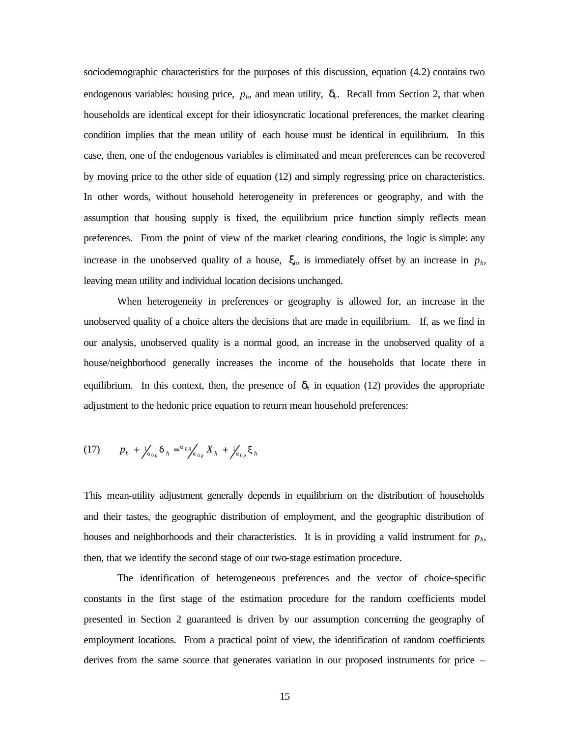sociodemographic characteristics for the purposes of this discussion, equation (4.2) contains two endogenous variables: housing price, $p_h$, and mean utility, $\delta_h$. Recall from Section 2, that when households are identical except for their idiosyncratic locational preferences, the market clearing condition implies that the mean utility of each house must be identical in equilibrium. In this case, then, one of the endogenous variables is eliminated and mean preferences can be recovered by moving price to the other side of equation (12) and simply regressing price on characteristics. In other words, without household heterogeneity in preferences or geography, and with the assumption that housing supply is fixed, the equilibrium price function simply reflects mean preferences. From the point of view of the market clearing conditions, the logic is simple: any increase in the unobserved quality of a house, $\xi_h$, is immediately offset by an increase in $p_h$, leaving mean utility and individual location decisions unchanged.

When heterogeneity in preferences or geography is allowed for, an increase in the unobserved quality of a choice alters the decisions that are made in equilibrium. If, as we find in our analysis, unobserved quality is a normal good, an increase in the unobserved quality of a house/neighborhood generally increases the income of the households that locate there in equilibrium. In this context, then, the presence of $\delta_h$ in equation (12) provides the appropriate adjustment to the hedonic price equation to return mean household preferences:

$$(17) \qquad p_h + \frac{1}{\alpha_{0p}} \delta_h = \frac{\alpha_{0X}}{\alpha_{0p}} X_h + \frac{1}{\alpha_{0p}} \xi_h$$

This mean-utility adjustment generally depends in equilibrium on the distribution of households and their tastes, the geographic distribution of employment, and the geographic distribution of houses and neighborhoods and their characteristics. It is in providing a valid instrument for $p_h$, then, that we identify the second stage of our two-stage estimation procedure.

The identification of heterogeneous preferences and the vector of choice-specific constants in the first stage of the estimation procedure for the random coefficients model presented in Section 2 guaranteed is driven by our assumption concerning the geography of employment locations. From a practical point of view, the identification of random coefficients derives from the same source that generates variation in our proposed instruments for price –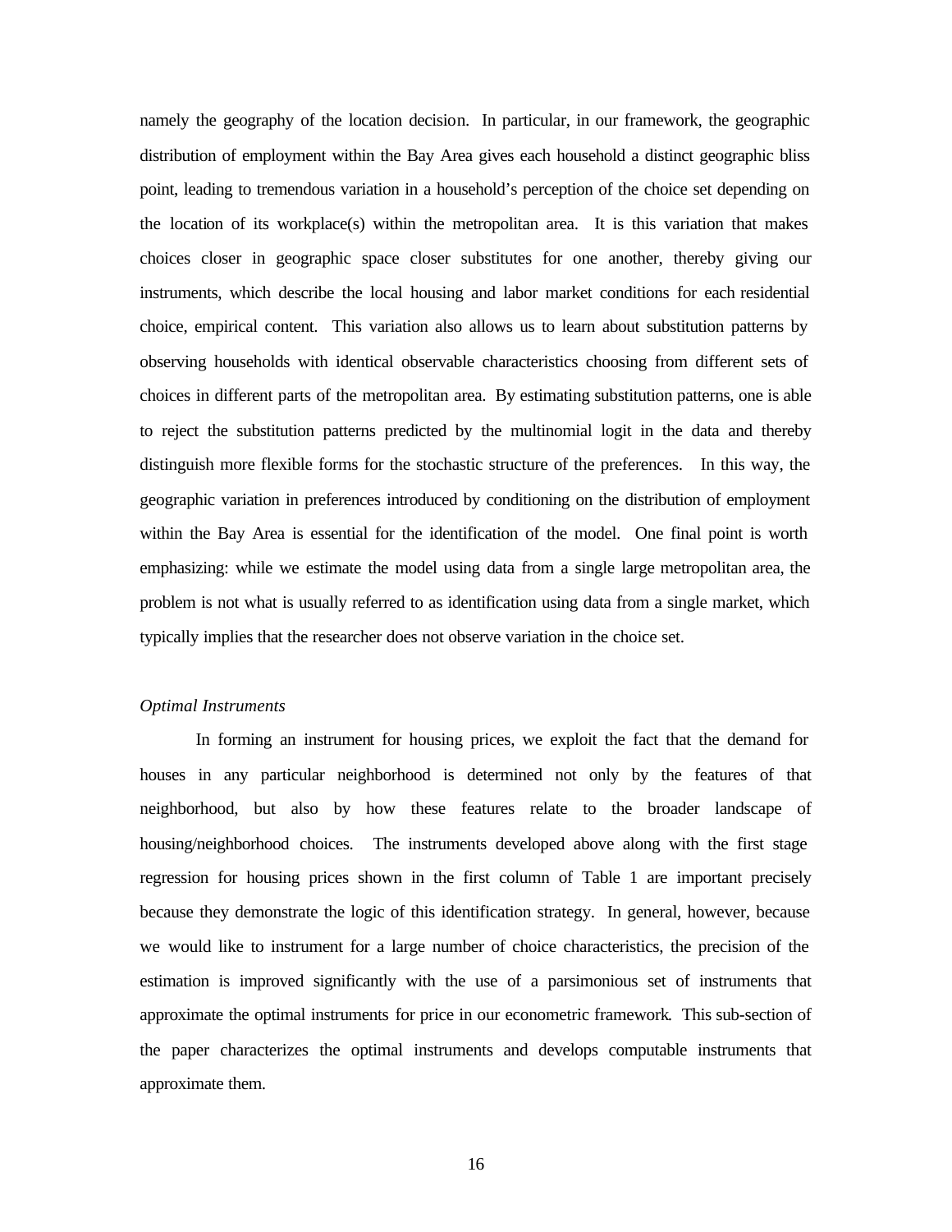namely the geography of the location decision. In particular, in our framework, the geographic distribution of employment within the Bay Area gives each household a distinct geographic bliss point, leading to tremendous variation in a household's perception of the choice set depending on the location of its workplace(s) within the metropolitan area. It is this variation that makes choices closer in geographic space closer substitutes for one another, thereby giving our instruments, which describe the local housing and labor market conditions for each residential choice, empirical content. This variation also allows us to learn about substitution patterns by observing households with identical observable characteristics choosing from different sets of choices in different parts of the metropolitan area. By estimating substitution patterns, one is able to reject the substitution patterns predicted by the multinomial logit in the data and thereby distinguish more flexible forms for the stochastic structure of the preferences. In this way, the geographic variation in preferences introduced by conditioning on the distribution of employment within the Bay Area is essential for the identification of the model. One final point is worth emphasizing: while we estimate the model using data from a single large metropolitan area, the problem is not what is usually referred to as identification using data from a single market, which typically implies that the researcher does not observe variation in the choice set.

*Optimal Instruments*

In forming an instrument for housing prices, we exploit the fact that the demand for houses in any particular neighborhood is determined not only by the features of that neighborhood, but also by how these features relate to the broader landscape of housing/neighborhood choices. The instruments developed above along with the first stage regression for housing prices shown in the first column of Table 1 are important precisely because they demonstrate the logic of this identification strategy. In general, however, because we would like to instrument for a large number of choice characteristics, the precision of the estimation is improved significantly with the use of a parsimonious set of instruments that approximate the optimal instruments for price in our econometric framework. This sub-section of the paper characterizes the optimal instruments and develops computable instruments that approximate them.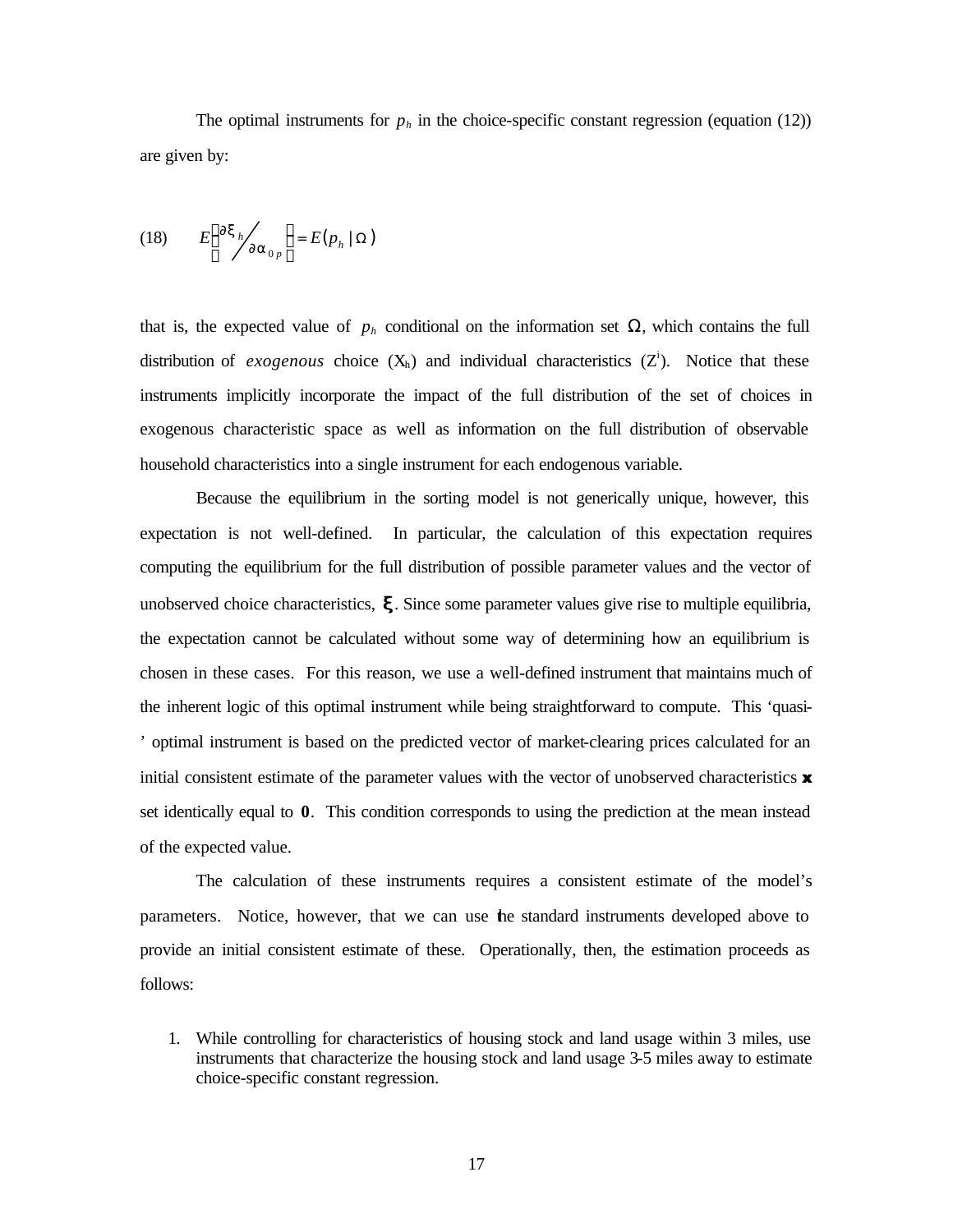The optimal instruments for $p_h$ in the choice-specific constant regression (equation (12)) are given by:

$$(18) \qquad E\left[\frac{\partial \xi_h}{\partial \alpha_{0p}}\right] = E(p_h \mid \Omega)$$

that is, the expected value of $p_h$ conditional on the information set $\Omega$, which contains the full distribution of *exogenous* choice ($X_h$) and individual characteristics ($Z^i$). Notice that these instruments implicitly incorporate the impact of the full distribution of the set of choices in exogenous characteristic space as well as information on the full distribution of observable household characteristics into a single instrument for each endogenous variable.

Because the equilibrium in the sorting model is not generically unique, however, this expectation is not well-defined. In particular, the calculation of this expectation requires computing the equilibrium for the full distribution of possible parameter values and the vector of unobserved choice characteristics, $\boldsymbol{\xi}$. Since some parameter values give rise to multiple equilibria, the expectation cannot be calculated without some way of determining how an equilibrium is chosen in these cases. For this reason, we use a well-defined instrument that maintains much of the inherent logic of this optimal instrument while being straightforward to compute. This 'quasi-' optimal instrument is based on the predicted vector of market-clearing prices calculated for an initial consistent estimate of the parameter values with the vector of unobserved characteristics $\boldsymbol{\xi}$ set identically equal to $\mathbf{0}$. This condition corresponds to using the prediction at the mean instead of the expected value.

The calculation of these instruments requires a consistent estimate of the model's parameters. Notice, however, that we can use the standard instruments developed above to provide an initial consistent estimate of these. Operationally, then, the estimation proceeds as follows:

1. While controlling for characteristics of housing stock and land usage within 3 miles, use instruments that characterize the housing stock and land usage 3-5 miles away to estimate choice-specific constant regression.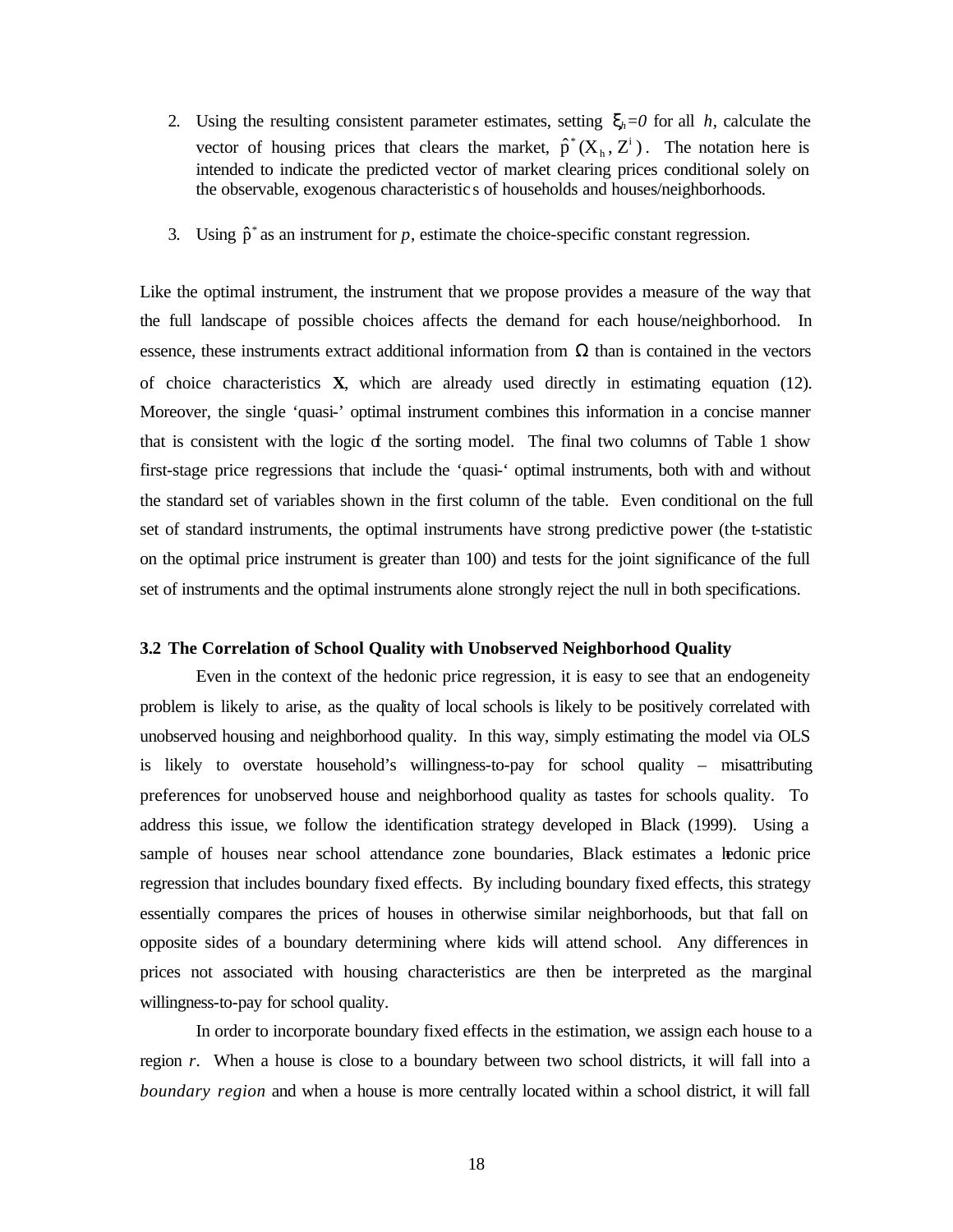2. Using the resulting consistent parameter estimates, setting $\xi_h=0$ for all $h$, calculate the vector of housing prices that clears the market, $\hat{p}^*(X_h, Z^i)$. The notation here is intended to indicate the predicted vector of market clearing prices conditional solely on the observable, exogenous characteristics of households and houses/neighborhoods.

3. Using $\hat{p}^*$ as an instrument for $p$, estimate the choice-specific constant regression.

Like the optimal instrument, the instrument that we propose provides a measure of the way that the full landscape of possible choices affects the demand for each house/neighborhood. In essence, these instruments extract additional information from $\Omega$ than is contained in the vectors of choice characteristics **X**, which are already used directly in estimating equation (12). Moreover, the single 'quasi-' optimal instrument combines this information in a concise manner that is consistent with the logic of the sorting model. The final two columns of Table 1 show first-stage price regressions that include the 'quasi-' optimal instruments, both with and without the standard set of variables shown in the first column of the table. Even conditional on the full set of standard instruments, the optimal instruments have strong predictive power (the t-statistic on the optimal price instrument is greater than 100) and tests for the joint significance of the full set of instruments and the optimal instruments alone strongly reject the null in both specifications.

### 3.2 The Correlation of School Quality with Unobserved Neighborhood Quality

Even in the context of the hedonic price regression, it is easy to see that an endogeneity problem is likely to arise, as the quality of local schools is likely to be positively correlated with unobserved housing and neighborhood quality. In this way, simply estimating the model via OLS is likely to overstate household's willingness-to-pay for school quality – misattributing preferences for unobserved house and neighborhood quality as tastes for schools quality. To address this issue, we follow the identification strategy developed in Black (1999). Using a sample of houses near school attendance zone boundaries, Black estimates a hedonic price regression that includes boundary fixed effects. By including boundary fixed effects, this strategy essentially compares the prices of houses in otherwise similar neighborhoods, but that fall on opposite sides of a boundary determining where kids will attend school. Any differences in prices not associated with housing characteristics are then be interpreted as the marginal willingness-to-pay for school quality.

In order to incorporate boundary fixed effects in the estimation, we assign each house to a region $r$. When a house is close to a boundary between two school districts, it will fall into a *boundary region* and when a house is more centrally located within a school district, it will fall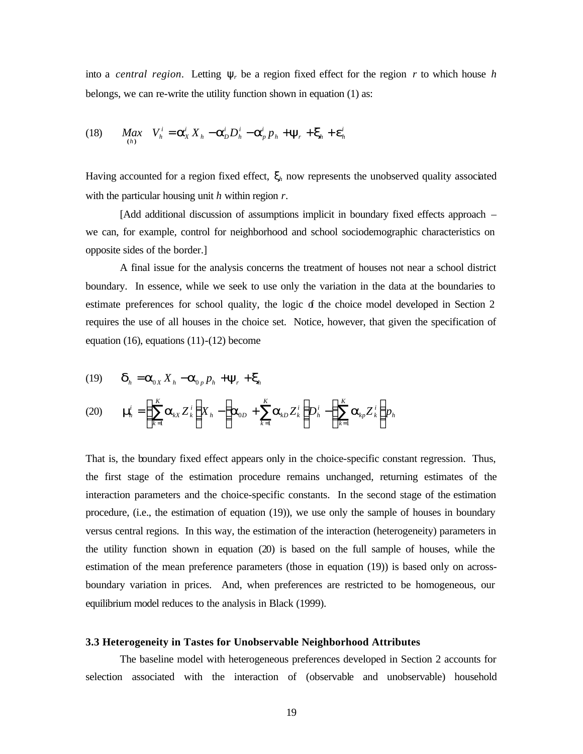into a *central region*. Letting $\psi_r$ be a region fixed effect for the region $r$ to which house $h$ belongs, we can re-write the utility function shown in equation (1) as:

$$\text{(18)} \qquad \underset{(h)}{Max} \quad V_h^i = \alpha_X^i X_h - \alpha_D^i D_h^i - \alpha_p^i p_h + \psi_r + \xi_h + \varepsilon_h^i$$

Having accounted for a region fixed effect, $\xi_h$ now represents the unobserved quality associated with the particular housing unit $h$ within region $r$.

[Add additional discussion of assumptions implicit in boundary fixed effects approach – we can, for example, control for neighborhood and school sociodemographic characteristics on opposite sides of the border.]

A final issue for the analysis concerns the treatment of houses not near a school district boundary. In essence, while we seek to use only the variation in the data at the boundaries to estimate preferences for school quality, the logic of the choice model developed in Section 2 requires the use of all houses in the choice set. Notice, however, that given the specification of equation (16), equations (11)-(12) become

$$\text{(19)} \qquad \delta_h = \alpha_{0X} X_h - \alpha_{0p} p_h + \psi_r + \xi_h$$

$$\text{(20)} \qquad \mu_h^i = \left(\sum_{k=1}^{K} \alpha_{kX} Z_k^i\right) X_h - \left(\alpha_{0D} + \sum_{k=1}^{K} \alpha_{kD} Z_k^i\right) D_h^i - \left(\sum_{k=1}^{K} \alpha_{kp} Z_k^i\right) p_h$$

That is, the boundary fixed effect appears only in the choice-specific constant regression. Thus, the first stage of the estimation procedure remains unchanged, returning estimates of the interaction parameters and the choice-specific constants. In the second stage of the estimation procedure, (i.e., the estimation of equation (19)), we use only the sample of houses in boundary versus central regions. In this way, the estimation of the interaction (heterogeneity) parameters in the utility function shown in equation (20) is based on the full sample of houses, while the estimation of the mean preference parameters (those in equation (19)) is based only on across-boundary variation in prices. And, when preferences are restricted to be homogeneous, our equilibrium model reduces to the analysis in Black (1999).

### 3.3 Heterogeneity in Tastes for Unobservable Neighborhood Attributes

The baseline model with heterogeneous preferences developed in Section 2 accounts for selection associated with the interaction of (observable and unobservable) household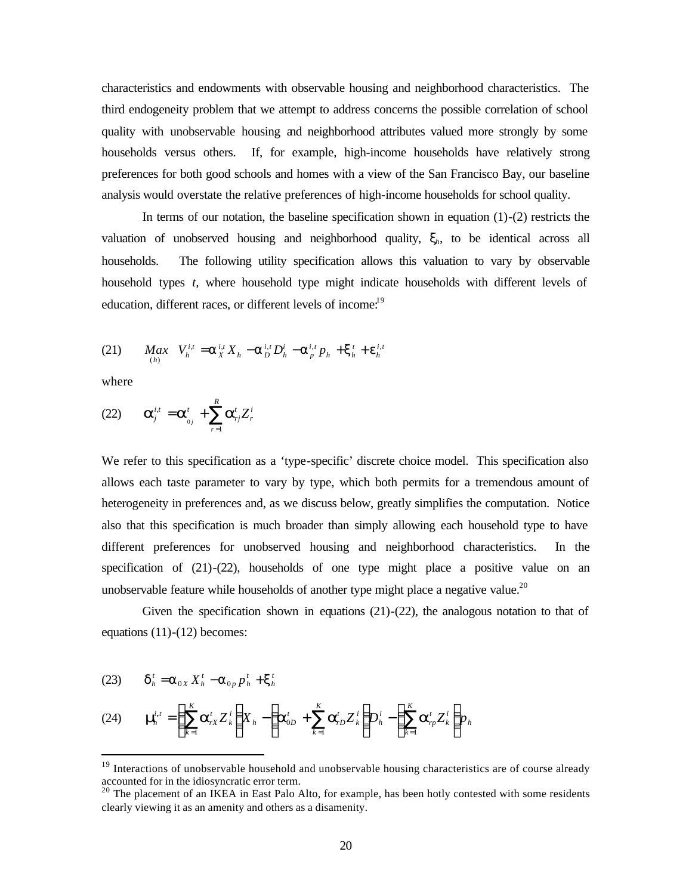characteristics and endowments with observable housing and neighborhood characteristics. The third endogeneity problem that we attempt to address concerns the possible correlation of school quality with unobservable housing and neighborhood attributes valued more strongly by some households versus others. If, for example, high-income households have relatively strong preferences for both good schools and homes with a view of the San Francisco Bay, our baseline analysis would overstate the relative preferences of high-income households for school quality.

In terms of our notation, the baseline specification shown in equation (1)-(2) restricts the valuation of unobserved housing and neighborhood quality, $\xi_h$, to be identical across all households. The following utility specification allows this valuation to vary by observable household types $t$, where household type might indicate households with different levels of education, different races, or different levels of income:[19]

$$(21) \qquad \underset{(h)}{Max} \quad V_h^{i,t} = \alpha_X^{i,t} X_h - \alpha_D^{i,t} D_h^i - \alpha_p^{i,t} p_h + \xi_h^t + \varepsilon_h^{i,t}$$

where

$$(22) \qquad \alpha_j^{i,t} = \alpha_{0j}^t + \sum_{r=1}^{R} \alpha_{rj}^t Z_r^i$$

We refer to this specification as a 'type-specific' discrete choice model. This specification also allows each taste parameter to vary by type, which both permits for a tremendous amount of heterogeneity in preferences and, as we discuss below, greatly simplifies the computation. Notice also that this specification is much broader than simply allowing each household type to have different preferences for unobserved housing and neighborhood characteristics. In the specification of (21)-(22), households of one type might place a positive value on an unobservable feature while households of another type might place a negative value.[20]

Given the specification shown in equations (21)-(22), the analogous notation to that of equations (11)-(12) becomes:

$$(23) \qquad \delta_h^t = \alpha_{0X} X_h^t - \alpha_{0p} p_h^t + \xi_h^t$$

$$(24) \qquad \mu_h^{i,t} = \left(\sum_{k=1}^{K} \alpha_{rX}^t Z_k^i\right) X_h - \left(\alpha_{0D}^t + \sum_{k=1}^{K} \alpha_{rD}^t Z_k^i\right) D_h^i - \left(\sum_{k=1}^{K} \alpha_{rp}^t Z_k^i\right) p_h$$

---

[19] Interactions of unobservable household and unobservable housing characteristics are of course already accounted for in the idiosyncratic error term.

[20] The placement of an IKEA in East Palo Alto, for example, has been hotly contested with some residents clearly viewing it as an amenity and others as a disamenity.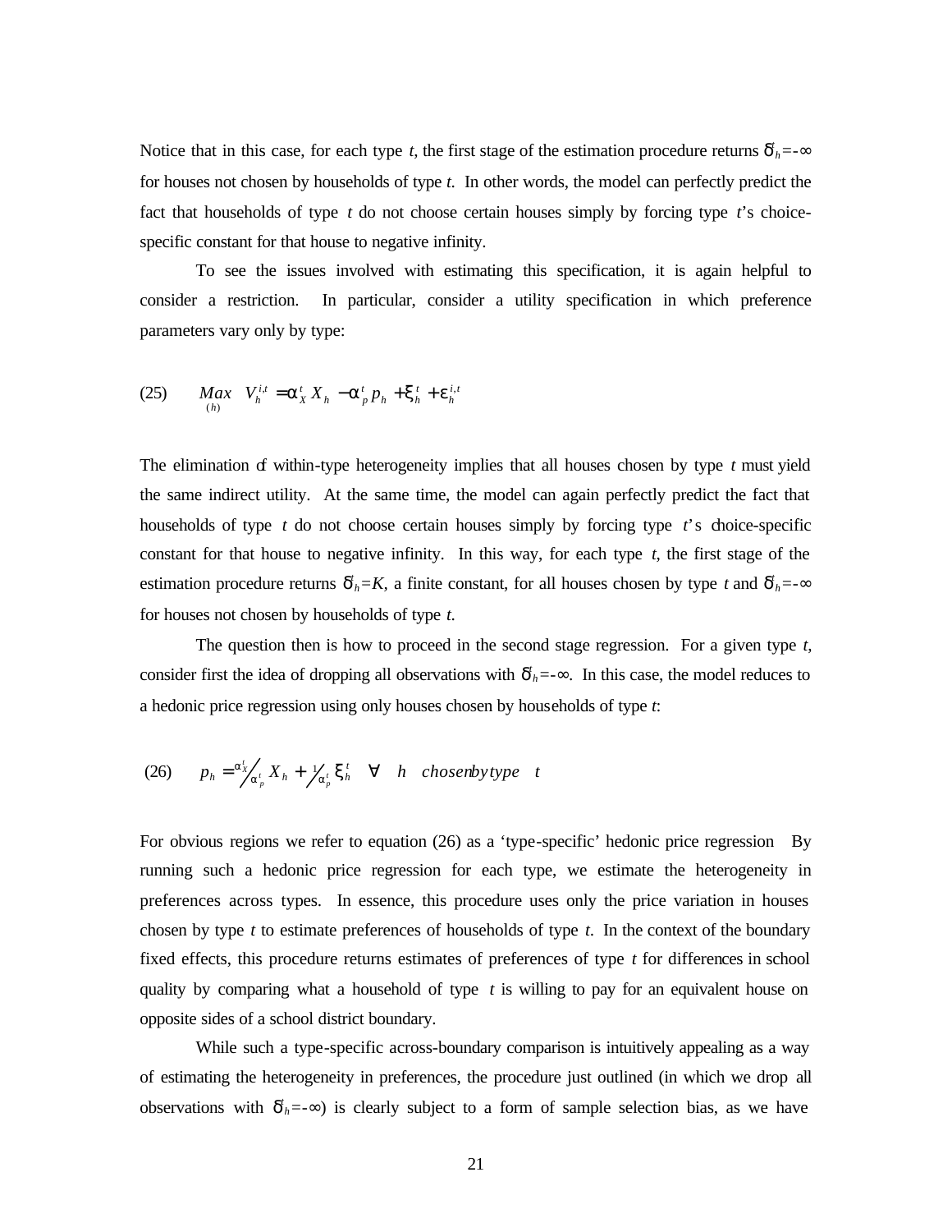Notice that in this case, for each type $t$, the first stage of the estimation procedure returns $\delta^t_h$=-∞ for houses not chosen by households of type $t$. In other words, the model can perfectly predict the fact that households of type $t$ do not choose certain houses simply by forcing type $t$'s choice-specific constant for that house to negative infinity.

To see the issues involved with estimating this specification, it is again helpful to consider a restriction. In particular, consider a utility specification in which preference parameters vary only by type:

$$\text{(25)} \qquad \underset{(h)}{Max} \quad V_h^{i,t} = \alpha_X^t X_h - \alpha_p^t p_h + \xi_h^t + \varepsilon_h^{i,t}$$

The elimination of within-type heterogeneity implies that all houses chosen by type $t$ must yield the same indirect utility. At the same time, the model can again perfectly predict the fact that households of type $t$ do not choose certain houses simply by forcing type $t$'s choice-specific constant for that house to negative infinity. In this way, for each type $t$, the first stage of the estimation procedure returns $\delta^t_h$=$K$, a finite constant, for all houses chosen by type $t$ and $\delta^t_h$=-∞ for houses not chosen by households of type $t$.

The question then is how to proceed in the second stage regression. For a given type $t$, consider first the idea of dropping all observations with $\delta^t_h$=-∞. In this case, the model reduces to a hedonic price regression using only houses chosen by households of type $t$:

$$\text{(26)} \qquad p_h = \frac{\alpha_X^t}{\alpha_p^t} X_h + \frac{1}{\alpha_p^t} \xi_h^t \quad \forall \quad h \quad chosen\, by\, type \quad t$$

For obvious regions we refer to equation (26) as a 'type-specific' hedonic price regression By running such a hedonic price regression for each type, we estimate the heterogeneity in preferences across types. In essence, this procedure uses only the price variation in houses chosen by type $t$ to estimate preferences of households of type $t$. In the context of the boundary fixed effects, this procedure returns estimates of preferences of type $t$ for differences in school quality by comparing what a household of type $t$ is willing to pay for an equivalent house on opposite sides of a school district boundary.

While such a type-specific across-boundary comparison is intuitively appealing as a way of estimating the heterogeneity in preferences, the procedure just outlined (in which we drop all observations with $\delta^t_h$=-∞) is clearly subject to a form of sample selection bias, as we have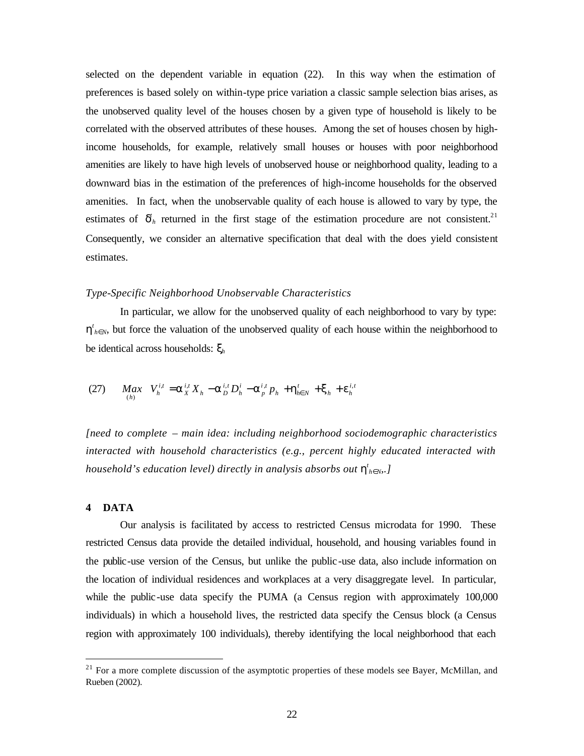selected on the dependent variable in equation (22). In this way when the estimation of preferences is based solely on within-type price variation a classic sample selection bias arises, as the unobserved quality level of the houses chosen by a given type of household is likely to be correlated with the observed attributes of these houses. Among the set of houses chosen by high-income households, for example, relatively small houses or houses with poor neighborhood amenities are likely to have high levels of unobserved house or neighborhood quality, leading to a downward bias in the estimation of the preferences of high-income households for the observed amenities. In fact, when the unobservable quality of each house is allowed to vary by type, the estimates of $\delta^t_h$ returned in the first stage of the estimation procedure are not consistent.[21] Consequently, we consider an alternative specification that deal with the does yield consistent estimates.

*Type-Specific Neighborhood Unobservable Characteristics*

In particular, we allow for the unobserved quality of each neighborhood to vary by type: $\eta^t_{h\in N}$, but force the valuation of the unobserved quality of each house within the neighborhood to be identical across households: $\xi_h$

$$(27) \qquad \underset{(h)}{Max} \quad V_h^{i,t} = \alpha_X^{i,t} X_h - \alpha_D^{i,t} D_h^i - \alpha_p^{i,t} p_h + \eta_{h\in N}^t + \xi_h + \varepsilon_h^{i,t}$$

*[need to complete – main idea: including neighborhood sociodemographic characteristics interacted with household characteristics (e.g., percent highly educated interacted with household's education level) directly in analysis absorbs out $\eta^t_{h\in N}$,.]*

## 4 DATA

Our analysis is facilitated by access to restricted Census microdata for 1990. These restricted Census data provide the detailed individual, household, and housing variables found in the public-use version of the Census, but unlike the public-use data, also include information on the location of individual residences and workplaces at a very disaggregate level. In particular, while the public-use data specify the PUMA (a Census region with approximately 100,000 individuals) in which a household lives, the restricted data specify the Census block (a Census region with approximately 100 individuals), thereby identifying the local neighborhood that each

---

[21] For a more complete discussion of the asymptotic properties of these models see Bayer, McMillan, and Rueben (2002).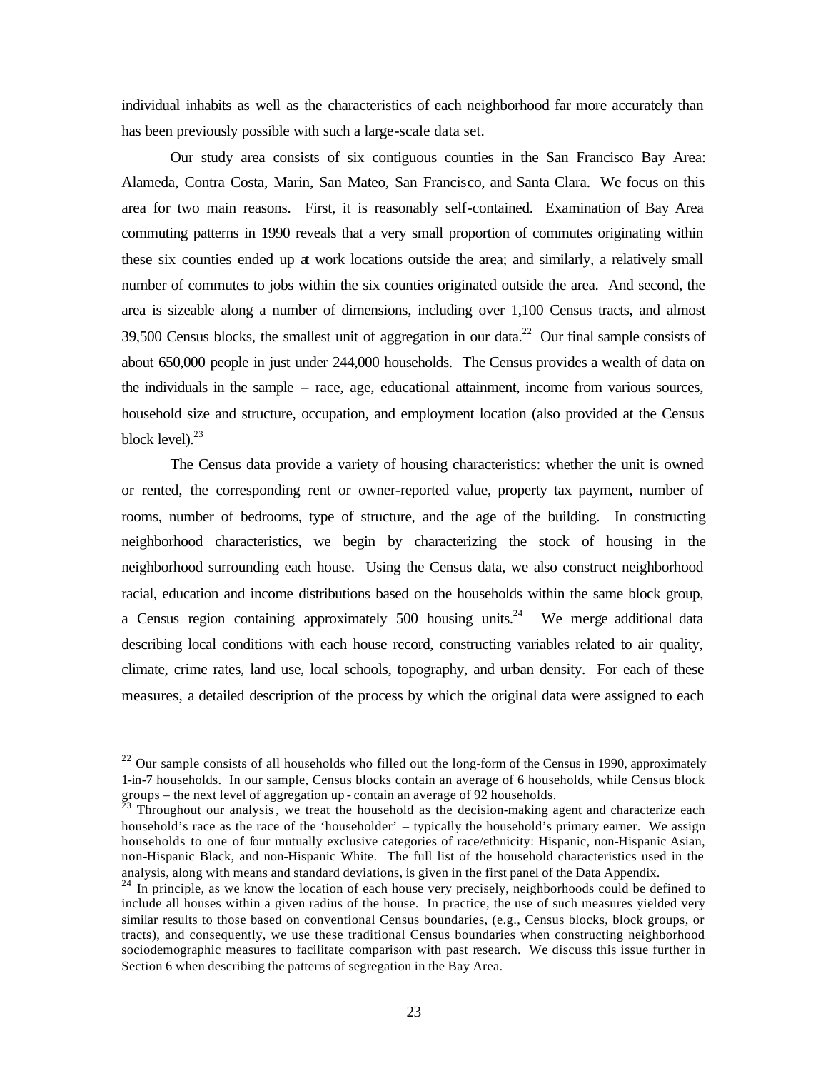individual inhabits as well as the characteristics of each neighborhood far more accurately than has been previously possible with such a large-scale data set.

Our study area consists of six contiguous counties in the San Francisco Bay Area: Alameda, Contra Costa, Marin, San Mateo, San Francisco, and Santa Clara. We focus on this area for two main reasons. First, it is reasonably self-contained. Examination of Bay Area commuting patterns in 1990 reveals that a very small proportion of commutes originating within these six counties ended up at work locations outside the area; and similarly, a relatively small number of commutes to jobs within the six counties originated outside the area. And second, the area is sizeable along a number of dimensions, including over 1,100 Census tracts, and almost 39,500 Census blocks, the smallest unit of aggregation in our data.[22] Our final sample consists of about 650,000 people in just under 244,000 households. The Census provides a wealth of data on the individuals in the sample – race, age, educational attainment, income from various sources, household size and structure, occupation, and employment location (also provided at the Census block level).[23]

The Census data provide a variety of housing characteristics: whether the unit is owned or rented, the corresponding rent or owner-reported value, property tax payment, number of rooms, number of bedrooms, type of structure, and the age of the building. In constructing neighborhood characteristics, we begin by characterizing the stock of housing in the neighborhood surrounding each house. Using the Census data, we also construct neighborhood racial, education and income distributions based on the households within the same block group, a Census region containing approximately 500 housing units.[24] We merge additional data describing local conditions with each house record, constructing variables related to air quality, climate, crime rates, land use, local schools, topography, and urban density. For each of these measures, a detailed description of the process by which the original data were assigned to each

---

[22] Our sample consists of all households who filled out the long-form of the Census in 1990, approximately 1-in-7 households. In our sample, Census blocks contain an average of 6 households, while Census block groups – the next level of aggregation up - contain an average of 92 households.

[23] Throughout our analysis, we treat the household as the decision-making agent and characterize each household's race as the race of the 'householder' – typically the household's primary earner. We assign households to one of four mutually exclusive categories of race/ethnicity: Hispanic, non-Hispanic Asian, non-Hispanic Black, and non-Hispanic White. The full list of the household characteristics used in the analysis, along with means and standard deviations, is given in the first panel of the Data Appendix.

[24] In principle, as we know the location of each house very precisely, neighborhoods could be defined to include all houses within a given radius of the house. In practice, the use of such measures yielded very similar results to those based on conventional Census boundaries, (e.g., Census blocks, block groups, or tracts), and consequently, we use these traditional Census boundaries when constructing neighborhood sociodemographic measures to facilitate comparison with past research. We discuss this issue further in Section 6 when describing the patterns of segregation in the Bay Area.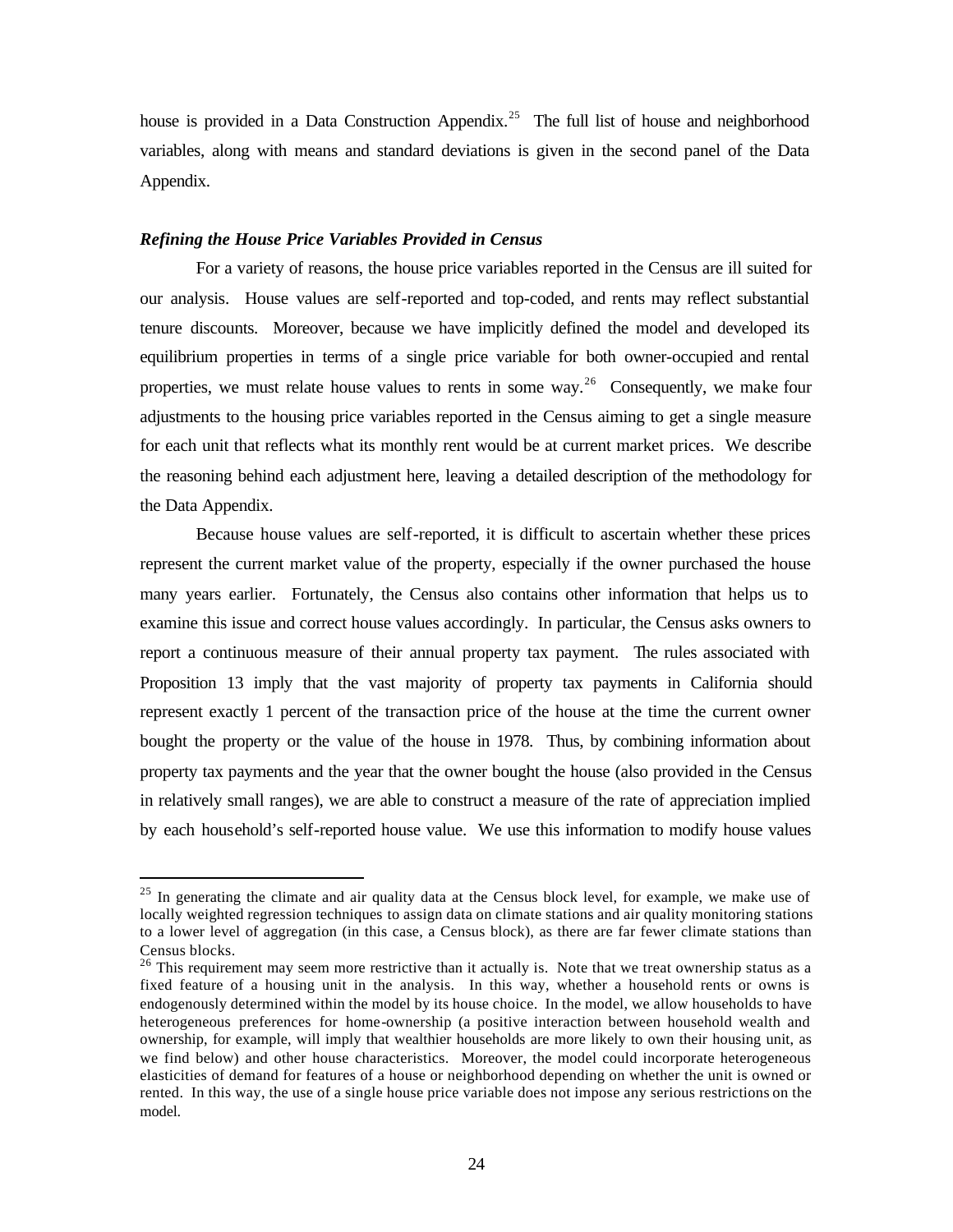house is provided in a Data Construction Appendix.[25] The full list of house and neighborhood variables, along with means and standard deviations is given in the second panel of the Data Appendix.

### *Refining the House Price Variables Provided in Census*

For a variety of reasons, the house price variables reported in the Census are ill suited for our analysis. House values are self-reported and top-coded, and rents may reflect substantial tenure discounts. Moreover, because we have implicitly defined the model and developed its equilibrium properties in terms of a single price variable for both owner-occupied and rental properties, we must relate house values to rents in some way.[26] Consequently, we make four adjustments to the housing price variables reported in the Census aiming to get a single measure for each unit that reflects what its monthly rent would be at current market prices. We describe the reasoning behind each adjustment here, leaving a detailed description of the methodology for the Data Appendix.

Because house values are self-reported, it is difficult to ascertain whether these prices represent the current market value of the property, especially if the owner purchased the house many years earlier. Fortunately, the Census also contains other information that helps us to examine this issue and correct house values accordingly. In particular, the Census asks owners to report a continuous measure of their annual property tax payment. The rules associated with Proposition 13 imply that the vast majority of property tax payments in California should represent exactly 1 percent of the transaction price of the house at the time the current owner bought the property or the value of the house in 1978. Thus, by combining information about property tax payments and the year that the owner bought the house (also provided in the Census in relatively small ranges), we are able to construct a measure of the rate of appreciation implied by each household's self-reported house value. We use this information to modify house values

---

[25] In generating the climate and air quality data at the Census block level, for example, we make use of locally weighted regression techniques to assign data on climate stations and air quality monitoring stations to a lower level of aggregation (in this case, a Census block), as there are far fewer climate stations than Census blocks.

[26] This requirement may seem more restrictive than it actually is. Note that we treat ownership status as a fixed feature of a housing unit in the analysis. In this way, whether a household rents or owns is endogenously determined within the model by its house choice. In the model, we allow households to have heterogeneous preferences for home-ownership (a positive interaction between household wealth and ownership, for example, will imply that wealthier households are more likely to own their housing unit, as we find below) and other house characteristics. Moreover, the model could incorporate heterogeneous elasticities of demand for features of a house or neighborhood depending on whether the unit is owned or rented. In this way, the use of a single house price variable does not impose any serious restrictions on the model.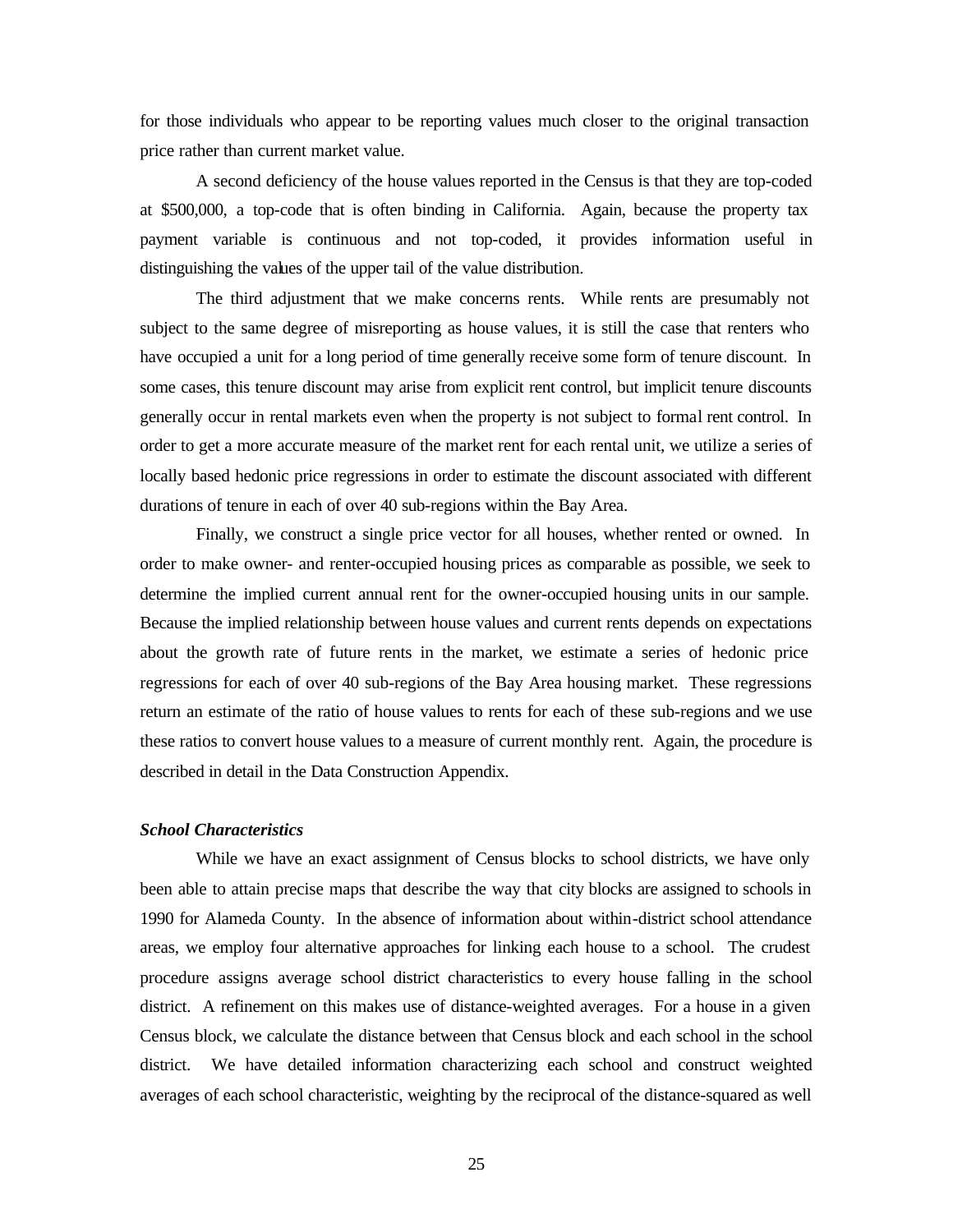for those individuals who appear to be reporting values much closer to the original transaction price rather than current market value.

A second deficiency of the house values reported in the Census is that they are top-coded at $500,000, a top-code that is often binding in California. Again, because the property tax payment variable is continuous and not top-coded, it provides information useful in distinguishing the values of the upper tail of the value distribution.

The third adjustment that we make concerns rents. While rents are presumably not subject to the same degree of misreporting as house values, it is still the case that renters who have occupied a unit for a long period of time generally receive some form of tenure discount. In some cases, this tenure discount may arise from explicit rent control, but implicit tenure discounts generally occur in rental markets even when the property is not subject to formal rent control. In order to get a more accurate measure of the market rent for each rental unit, we utilize a series of locally based hedonic price regressions in order to estimate the discount associated with different durations of tenure in each of over 40 sub-regions within the Bay Area.

Finally, we construct a single price vector for all houses, whether rented or owned. In order to make owner- and renter-occupied housing prices as comparable as possible, we seek to determine the implied current annual rent for the owner-occupied housing units in our sample. Because the implied relationship between house values and current rents depends on expectations about the growth rate of future rents in the market, we estimate a series of hedonic price regressions for each of over 40 sub-regions of the Bay Area housing market. These regressions return an estimate of the ratio of house values to rents for each of these sub-regions and we use these ratios to convert house values to a measure of current monthly rent. Again, the procedure is described in detail in the Data Construction Appendix.

***School Characteristics***

While we have an exact assignment of Census blocks to school districts, we have only been able to attain precise maps that describe the way that city blocks are assigned to schools in 1990 for Alameda County. In the absence of information about within-district school attendance areas, we employ four alternative approaches for linking each house to a school. The crudest procedure assigns average school district characteristics to every house falling in the school district. A refinement on this makes use of distance-weighted averages. For a house in a given Census block, we calculate the distance between that Census block and each school in the school district. We have detailed information characterizing each school and construct weighted averages of each school characteristic, weighting by the reciprocal of the distance-squared as well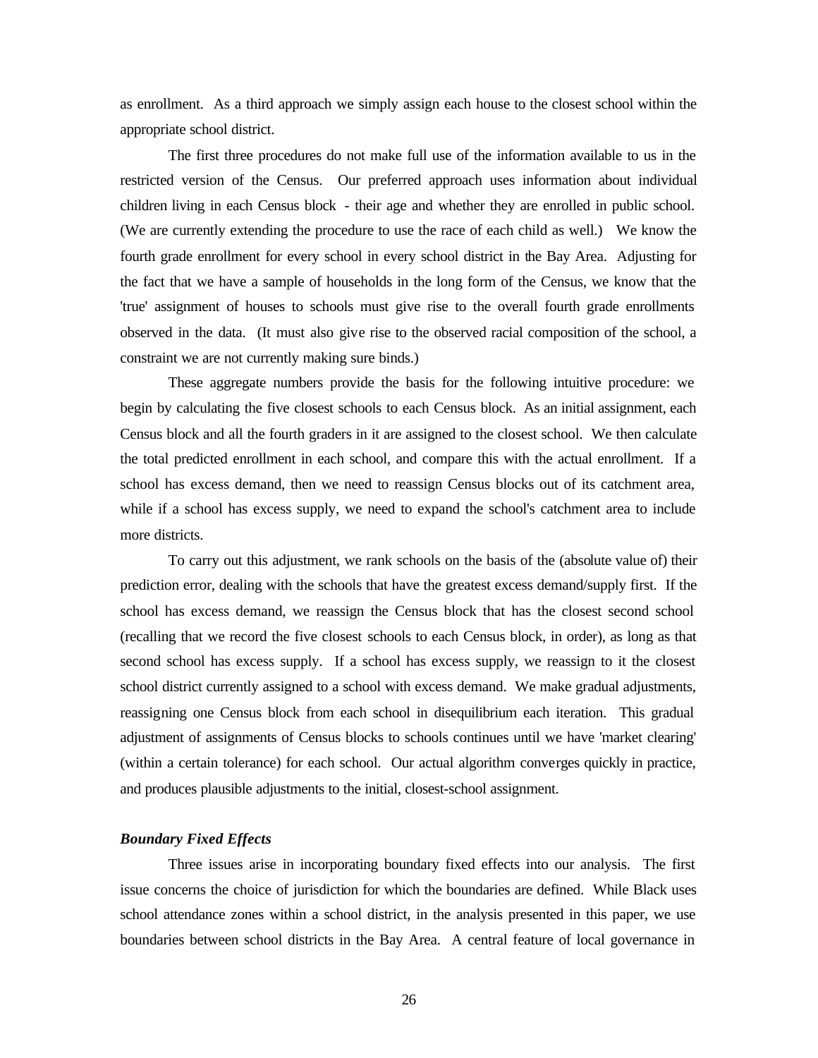as enrollment. As a third approach we simply assign each house to the closest school within the appropriate school district.

The first three procedures do not make full use of the information available to us in the restricted version of the Census. Our preferred approach uses information about individual children living in each Census block - their age and whether they are enrolled in public school. (We are currently extending the procedure to use the race of each child as well.) We know the fourth grade enrollment for every school in every school district in the Bay Area. Adjusting for the fact that we have a sample of households in the long form of the Census, we know that the 'true' assignment of houses to schools must give rise to the overall fourth grade enrollments observed in the data. (It must also give rise to the observed racial composition of the school, a constraint we are not currently making sure binds.)

These aggregate numbers provide the basis for the following intuitive procedure: we begin by calculating the five closest schools to each Census block. As an initial assignment, each Census block and all the fourth graders in it are assigned to the closest school. We then calculate the total predicted enrollment in each school, and compare this with the actual enrollment. If a school has excess demand, then we need to reassign Census blocks out of its catchment area, while if a school has excess supply, we need to expand the school's catchment area to include more districts.

To carry out this adjustment, we rank schools on the basis of the (absolute value of) their prediction error, dealing with the schools that have the greatest excess demand/supply first. If the school has excess demand, we reassign the Census block that has the closest second school (recalling that we record the five closest schools to each Census block, in order), as long as that second school has excess supply. If a school has excess supply, we reassign to it the closest school district currently assigned to a school with excess demand. We make gradual adjustments, reassigning one Census block from each school in disequilibrium each iteration. This gradual adjustment of assignments of Census blocks to schools continues until we have 'market clearing' (within a certain tolerance) for each school. Our actual algorithm converges quickly in practice, and produces plausible adjustments to the initial, closest-school assignment.

***Boundary Fixed Effects***

Three issues arise in incorporating boundary fixed effects into our analysis. The first issue concerns the choice of jurisdiction for which the boundaries are defined. While Black uses school attendance zones within a school district, in the analysis presented in this paper, we use boundaries between school districts in the Bay Area. A central feature of local governance in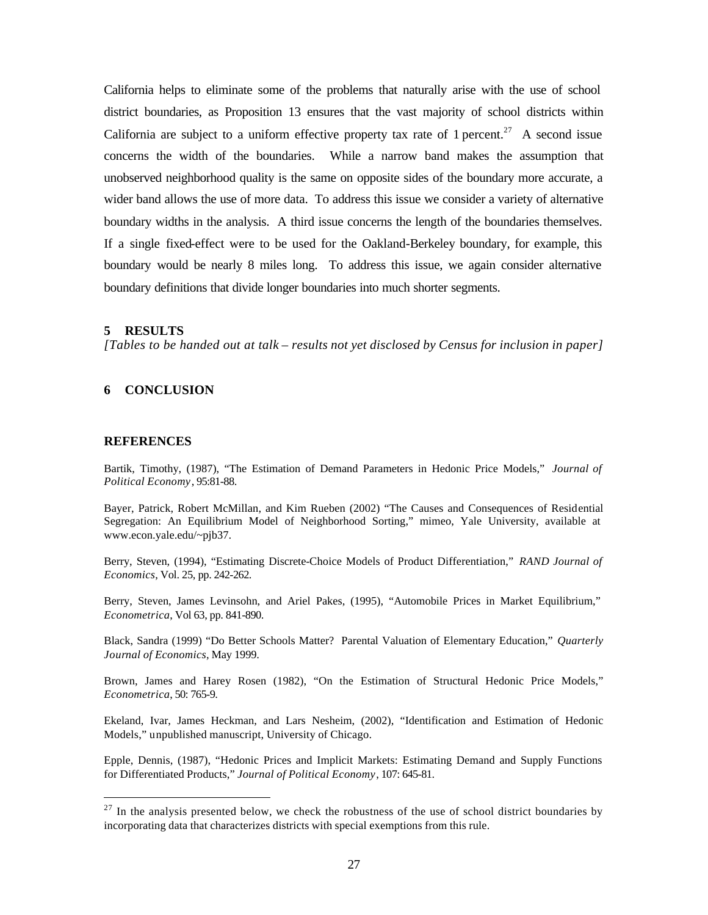California helps to eliminate some of the problems that naturally arise with the use of school district boundaries, as Proposition 13 ensures that the vast majority of school districts within California are subject to a uniform effective property tax rate of 1 percent.[27] A second issue concerns the width of the boundaries. While a narrow band makes the assumption that unobserved neighborhood quality is the same on opposite sides of the boundary more accurate, a wider band allows the use of more data. To address this issue we consider a variety of alternative boundary widths in the analysis. A third issue concerns the length of the boundaries themselves. If a single fixed-effect were to be used for the Oakland-Berkeley boundary, for example, this boundary would be nearly 8 miles long. To address this issue, we again consider alternative boundary definitions that divide longer boundaries into much shorter segments.

## 5 RESULTS

*[Tables to be handed out at talk – results not yet disclosed by Census for inclusion in paper]*

## 6 CONCLUSION

## REFERENCES

Bartik, Timothy, (1987), "The Estimation of Demand Parameters in Hedonic Price Models," *Journal of Political Economy*, 95:81-88.

Bayer, Patrick, Robert McMillan, and Kim Rueben (2002) "The Causes and Consequences of Residential Segregation: An Equilibrium Model of Neighborhood Sorting," mimeo, Yale University, available at www.econ.yale.edu/~pjb37.

Berry, Steven, (1994), "Estimating Discrete-Choice Models of Product Differentiation," *RAND Journal of Economics*, Vol. 25, pp. 242-262.

Berry, Steven, James Levinsohn, and Ariel Pakes, (1995), "Automobile Prices in Market Equilibrium," *Econometrica*, Vol 63, pp. 841-890.

Black, Sandra (1999) "Do Better Schools Matter? Parental Valuation of Elementary Education," *Quarterly Journal of Economics*, May 1999.

Brown, James and Harey Rosen (1982), "On the Estimation of Structural Hedonic Price Models," *Econometrica*, 50: 765-9.

Ekeland, Ivar, James Heckman, and Lars Nesheim, (2002), "Identification and Estimation of Hedonic Models," unpublished manuscript, University of Chicago.

Epple, Dennis, (1987), "Hedonic Prices and Implicit Markets: Estimating Demand and Supply Functions for Differentiated Products," *Journal of Political Economy*, 107: 645-81.

[27] In the analysis presented below, we check the robustness of the use of school district boundaries by incorporating data that characterizes districts with special exemptions from this rule.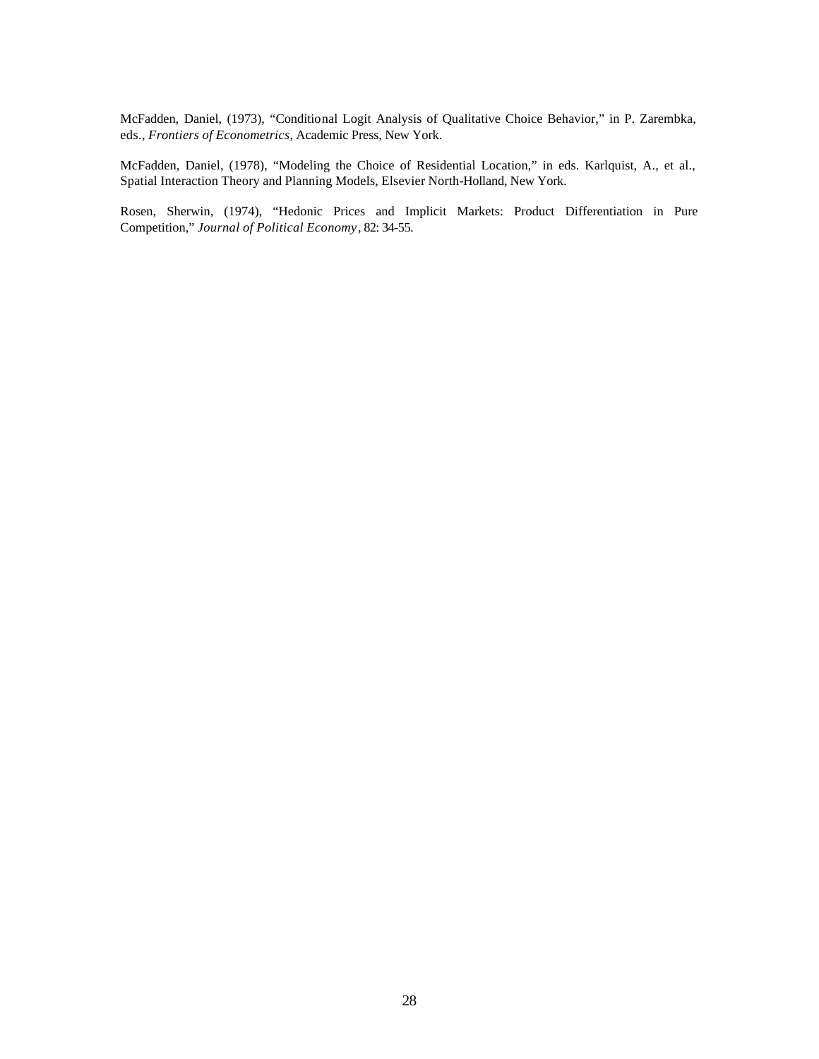McFadden, Daniel, (1973), "Conditional Logit Analysis of Qualitative Choice Behavior," in P. Zarembka, eds., *Frontiers of Econometrics*, Academic Press, New York.

McFadden, Daniel, (1978), "Modeling the Choice of Residential Location," in eds. Karlquist, A., et al., Spatial Interaction Theory and Planning Models, Elsevier North-Holland, New York.

Rosen, Sherwin, (1974), "Hedonic Prices and Implicit Markets: Product Differentiation in Pure Competition," *Journal of Political Economy*, 82: 34-55.